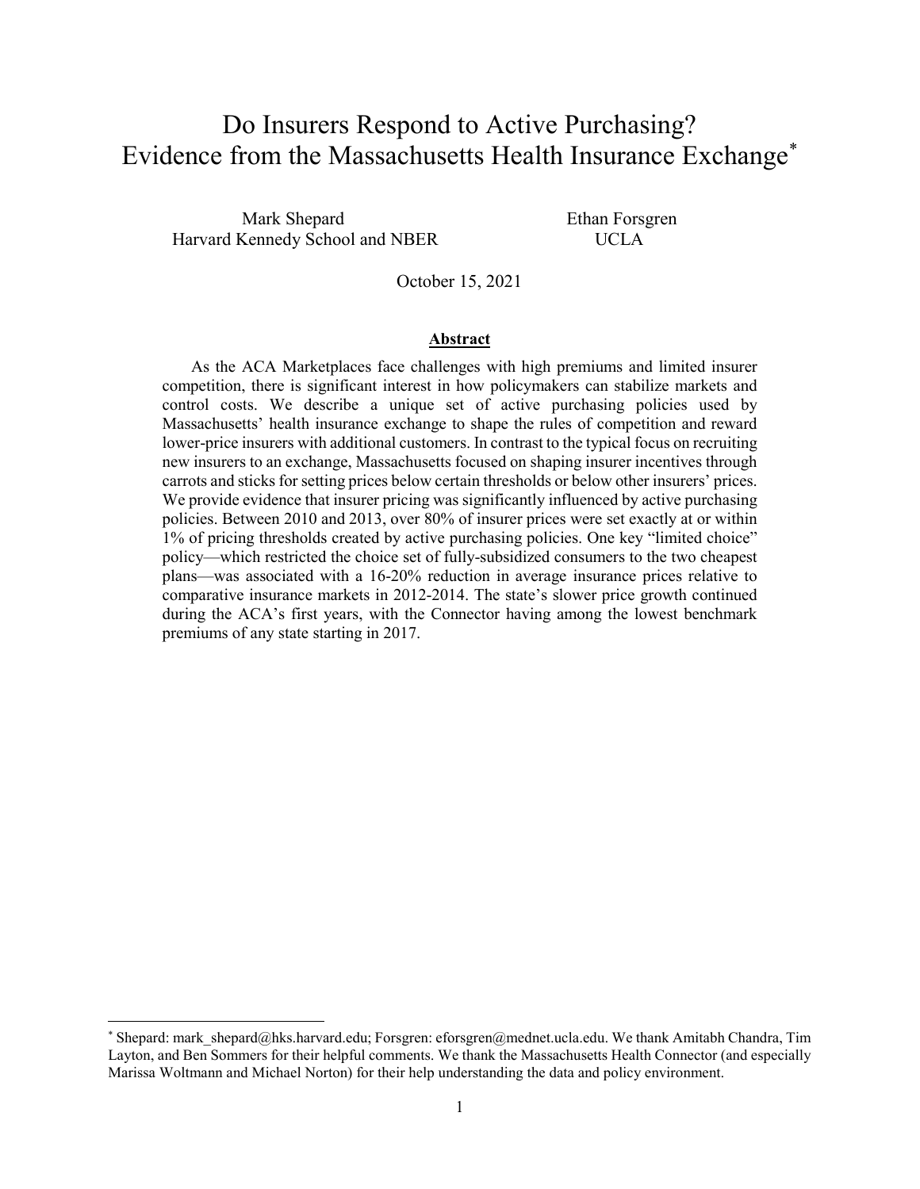# Do Insurers Respond to Active Purchasing? Evidence from the Massachusetts Health Insurance Exchange*

Mark Shepard
Harvard Kennedy School and NBER

Ethan Forsgren
UCLA

October 15, 2021

## Abstract

As the ACA Marketplaces face challenges with high premiums and limited insurer competition, there is significant interest in how policymakers can stabilize markets and control costs. We describe a unique set of active purchasing policies used by Massachusetts' health insurance exchange to shape the rules of competition and reward lower-price insurers with additional customers. In contrast to the typical focus on recruiting new insurers to an exchange, Massachusetts focused on shaping insurer incentives through carrots and sticks for setting prices below certain thresholds or below other insurers' prices. We provide evidence that insurer pricing was significantly influenced by active purchasing policies. Between 2010 and 2013, over 80% of insurer prices were set exactly at or within 1% of pricing thresholds created by active purchasing policies. One key "limited choice" policy—which restricted the choice set of fully-subsidized consumers to the two cheapest plans—was associated with a 16-20% reduction in average insurance prices relative to comparative insurance markets in 2012-2014. The state's slower price growth continued during the ACA's first years, with the Connector having among the lowest benchmark premiums of any state starting in 2017.

---

* Shepard: mark_shepard@hks.harvard.edu; Forsgren: eforsgren@mednet.ucla.edu. We thank Amitabh Chandra, Tim Layton, and Ben Sommers for their helpful comments. We thank the Massachusetts Health Connector (and especially Marissa Woltmann and Michael Norton) for their help understanding the data and policy environment.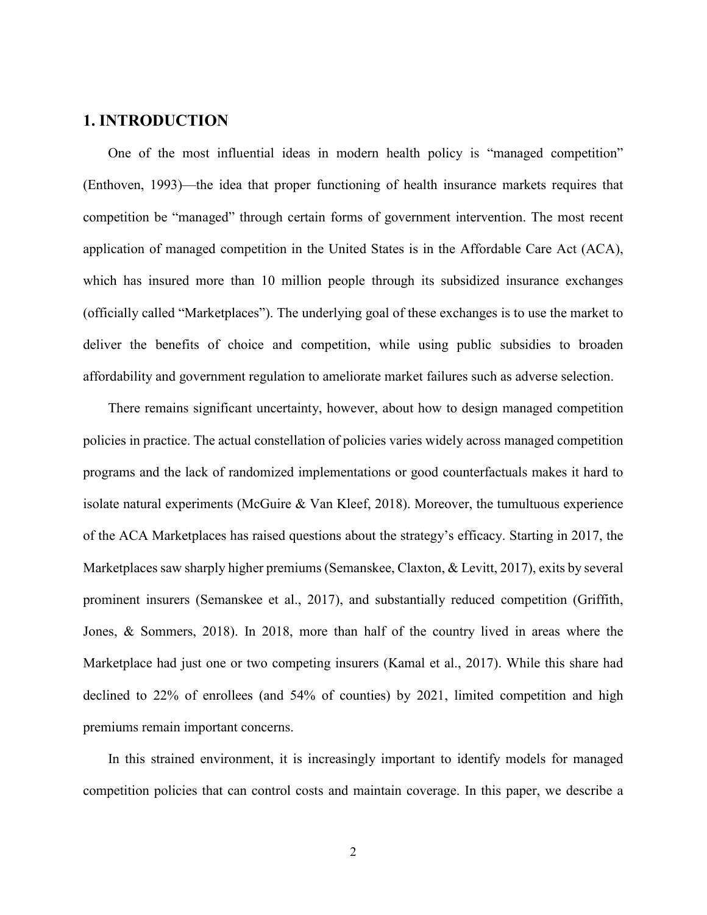## 1. INTRODUCTION

One of the most influential ideas in modern health policy is "managed competition" (Enthoven, 1993)—the idea that proper functioning of health insurance markets requires that competition be "managed" through certain forms of government intervention. The most recent application of managed competition in the United States is in the Affordable Care Act (ACA), which has insured more than 10 million people through its subsidized insurance exchanges (officially called "Marketplaces"). The underlying goal of these exchanges is to use the market to deliver the benefits of choice and competition, while using public subsidies to broaden affordability and government regulation to ameliorate market failures such as adverse selection.

There remains significant uncertainty, however, about how to design managed competition policies in practice. The actual constellation of policies varies widely across managed competition programs and the lack of randomized implementations or good counterfactuals makes it hard to isolate natural experiments (McGuire & Van Kleef, 2018). Moreover, the tumultuous experience of the ACA Marketplaces has raised questions about the strategy's efficacy. Starting in 2017, the Marketplaces saw sharply higher premiums (Semanskee, Claxton, & Levitt, 2017), exits by several prominent insurers (Semanskee et al., 2017), and substantially reduced competition (Griffith, Jones, & Sommers, 2018). In 2018, more than half of the country lived in areas where the Marketplace had just one or two competing insurers (Kamal et al., 2017). While this share had declined to 22% of enrollees (and 54% of counties) by 2021, limited competition and high premiums remain important concerns.

In this strained environment, it is increasingly important to identify models for managed competition policies that can control costs and maintain coverage. In this paper, we describe a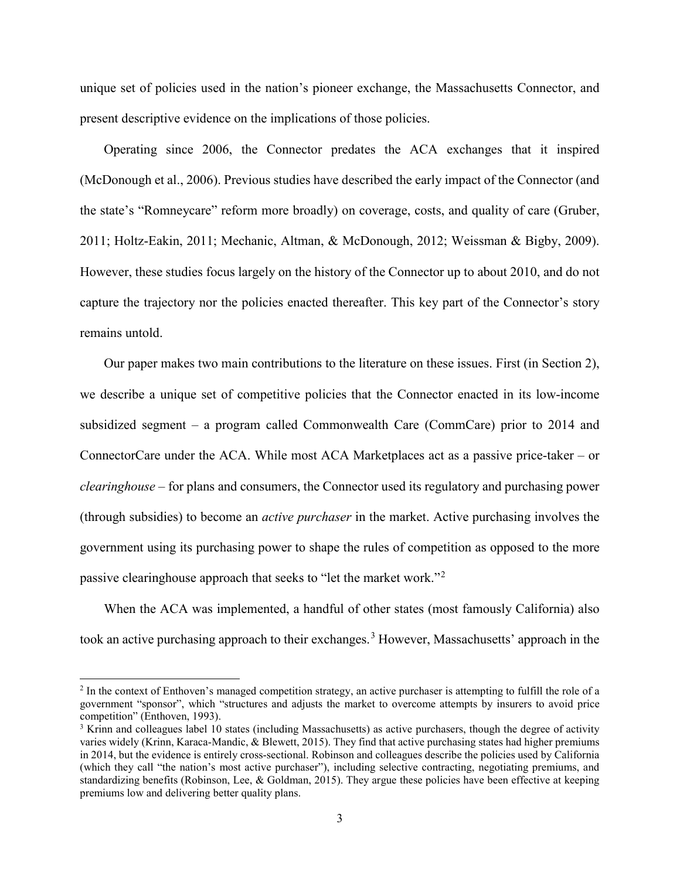unique set of policies used in the nation's pioneer exchange, the Massachusetts Connector, and present descriptive evidence on the implications of those policies.

Operating since 2006, the Connector predates the ACA exchanges that it inspired (McDonough et al., 2006). Previous studies have described the early impact of the Connector (and the state's "Romneycare" reform more broadly) on coverage, costs, and quality of care (Gruber, 2011; Holtz-Eakin, 2011; Mechanic, Altman, & McDonough, 2012; Weissman & Bigby, 2009). However, these studies focus largely on the history of the Connector up to about 2010, and do not capture the trajectory nor the policies enacted thereafter. This key part of the Connector's story remains untold.

Our paper makes two main contributions to the literature on these issues. First (in Section 2), we describe a unique set of competitive policies that the Connector enacted in its low-income subsidized segment – a program called Commonwealth Care (CommCare) prior to 2014 and ConnectorCare under the ACA. While most ACA Marketplaces act as a passive price-taker – or *clearinghouse* – for plans and consumers, the Connector used its regulatory and purchasing power (through subsidies) to become an *active purchaser* in the market. Active purchasing involves the government using its purchasing power to shape the rules of competition as opposed to the more passive clearinghouse approach that seeks to "let the market work."[2]

When the ACA was implemented, a handful of other states (most famously California) also took an active purchasing approach to their exchanges.[3] However, Massachusetts' approach in the

[2] In the context of Enthoven's managed competition strategy, an active purchaser is attempting to fulfill the role of a government "sponsor", which "structures and adjusts the market to overcome attempts by insurers to avoid price competition" (Enthoven, 1993).

[3] Krinn and colleagues label 10 states (including Massachusetts) as active purchasers, though the degree of activity varies widely (Krinn, Karaca-Mandic, & Blewett, 2015). They find that active purchasing states had higher premiums in 2014, but the evidence is entirely cross-sectional. Robinson and colleagues describe the policies used by California (which they call "the nation's most active purchaser"), including selective contracting, negotiating premiums, and standardizing benefits (Robinson, Lee, & Goldman, 2015). They argue these policies have been effective at keeping premiums low and delivering better quality plans.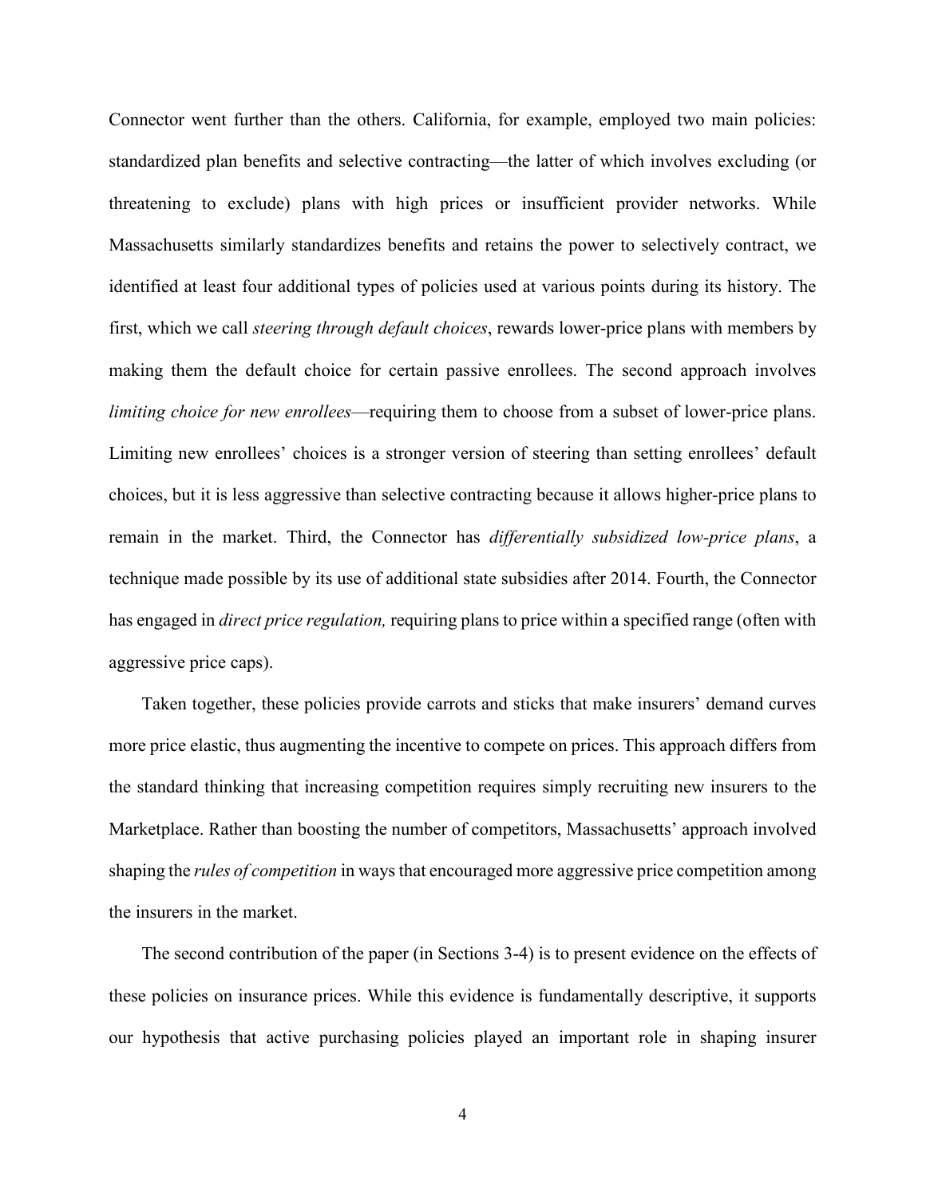Connector went further than the others. California, for example, employed two main policies: standardized plan benefits and selective contracting—the latter of which involves excluding (or threatening to exclude) plans with high prices or insufficient provider networks. While Massachusetts similarly standardizes benefits and retains the power to selectively contract, we identified at least four additional types of policies used at various points during its history. The first, which we call *steering through default choices*, rewards lower-price plans with members by making them the default choice for certain passive enrollees. The second approach involves *limiting choice for new enrollees*—requiring them to choose from a subset of lower-price plans. Limiting new enrollees' choices is a stronger version of steering than setting enrollees' default choices, but it is less aggressive than selective contracting because it allows higher-price plans to remain in the market. Third, the Connector has *differentially subsidized low-price plans*, a technique made possible by its use of additional state subsidies after 2014. Fourth, the Connector has engaged in *direct price regulation,* requiring plans to price within a specified range (often with aggressive price caps).

Taken together, these policies provide carrots and sticks that make insurers' demand curves more price elastic, thus augmenting the incentive to compete on prices. This approach differs from the standard thinking that increasing competition requires simply recruiting new insurers to the Marketplace. Rather than boosting the number of competitors, Massachusetts' approach involved shaping the *rules of competition* in ways that encouraged more aggressive price competition among the insurers in the market.

The second contribution of the paper (in Sections 3-4) is to present evidence on the effects of these policies on insurance prices. While this evidence is fundamentally descriptive, it supports our hypothesis that active purchasing policies played an important role in shaping insurer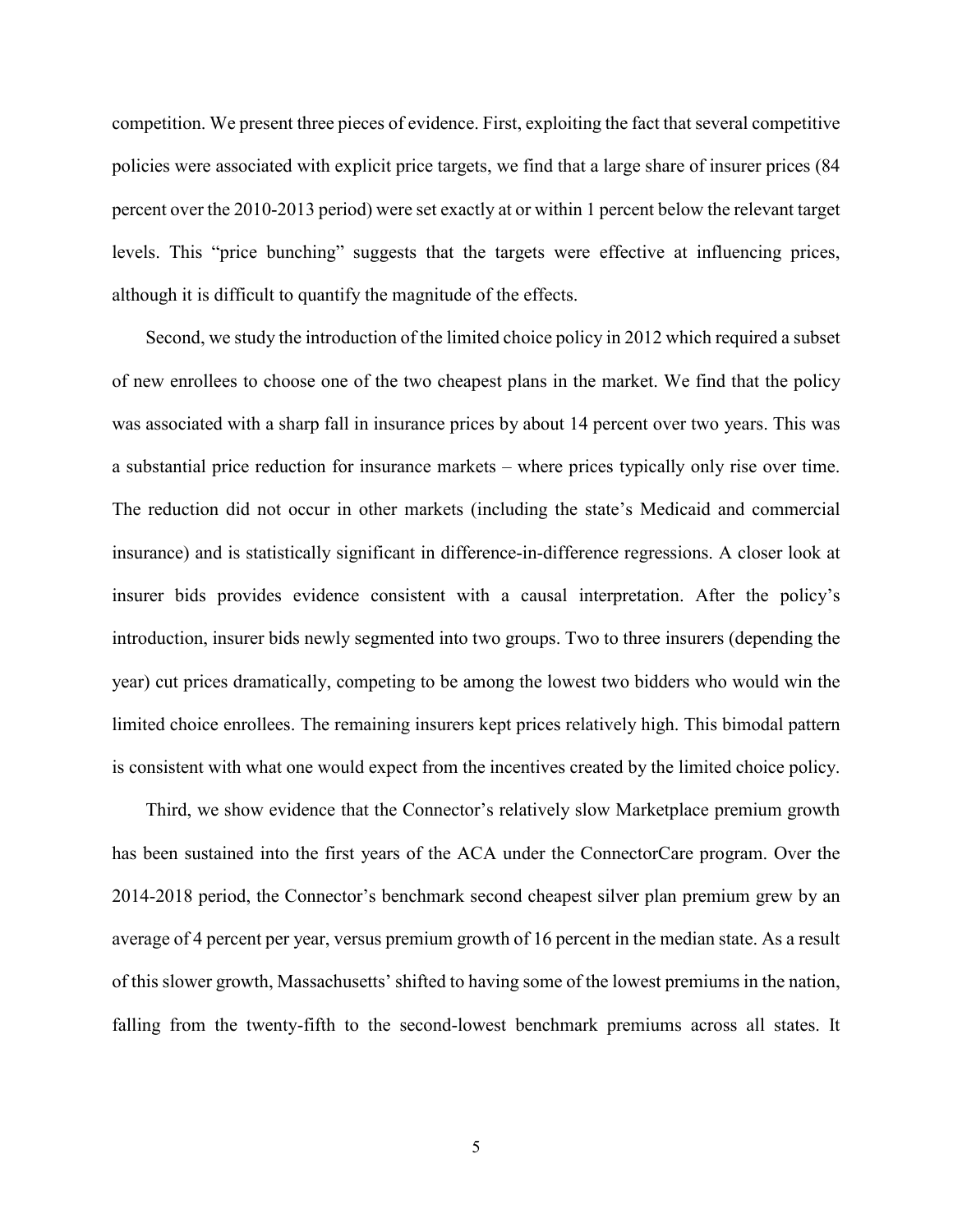competition. We present three pieces of evidence. First, exploiting the fact that several competitive policies were associated with explicit price targets, we find that a large share of insurer prices (84 percent over the 2010-2013 period) were set exactly at or within 1 percent below the relevant target levels. This "price bunching" suggests that the targets were effective at influencing prices, although it is difficult to quantify the magnitude of the effects.

Second, we study the introduction of the limited choice policy in 2012 which required a subset of new enrollees to choose one of the two cheapest plans in the market. We find that the policy was associated with a sharp fall in insurance prices by about 14 percent over two years. This was a substantial price reduction for insurance markets – where prices typically only rise over time. The reduction did not occur in other markets (including the state's Medicaid and commercial insurance) and is statistically significant in difference-in-difference regressions. A closer look at insurer bids provides evidence consistent with a causal interpretation. After the policy's introduction, insurer bids newly segmented into two groups. Two to three insurers (depending the year) cut prices dramatically, competing to be among the lowest two bidders who would win the limited choice enrollees. The remaining insurers kept prices relatively high. This bimodal pattern is consistent with what one would expect from the incentives created by the limited choice policy.

Third, we show evidence that the Connector's relatively slow Marketplace premium growth has been sustained into the first years of the ACA under the ConnectorCare program. Over the 2014-2018 period, the Connector's benchmark second cheapest silver plan premium grew by an average of 4 percent per year, versus premium growth of 16 percent in the median state. As a result of this slower growth, Massachusetts' shifted to having some of the lowest premiums in the nation, falling from the twenty-fifth to the second-lowest benchmark premiums across all states. It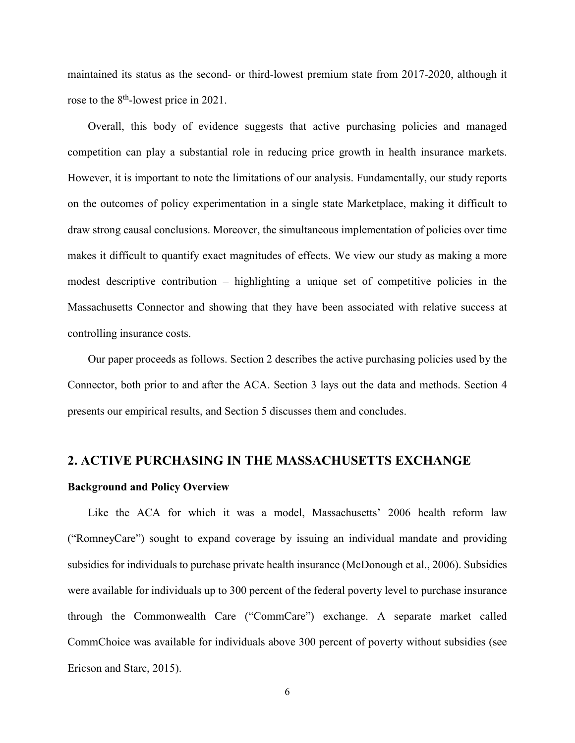maintained its status as the second- or third-lowest premium state from 2017-2020, although it rose to the 8th-lowest price in 2021.

Overall, this body of evidence suggests that active purchasing policies and managed competition can play a substantial role in reducing price growth in health insurance markets. However, it is important to note the limitations of our analysis. Fundamentally, our study reports on the outcomes of policy experimentation in a single state Marketplace, making it difficult to draw strong causal conclusions. Moreover, the simultaneous implementation of policies over time makes it difficult to quantify exact magnitudes of effects. We view our study as making a more modest descriptive contribution – highlighting a unique set of competitive policies in the Massachusetts Connector and showing that they have been associated with relative success at controlling insurance costs.

Our paper proceeds as follows. Section 2 describes the active purchasing policies used by the Connector, both prior to and after the ACA. Section 3 lays out the data and methods. Section 4 presents our empirical results, and Section 5 discusses them and concludes.

## 2. ACTIVE PURCHASING IN THE MASSACHUSETTS EXCHANGE

### Background and Policy Overview

Like the ACA for which it was a model, Massachusetts' 2006 health reform law ("RomneyCare") sought to expand coverage by issuing an individual mandate and providing subsidies for individuals to purchase private health insurance (McDonough et al., 2006). Subsidies were available for individuals up to 300 percent of the federal poverty level to purchase insurance through the Commonwealth Care ("CommCare") exchange. A separate market called CommChoice was available for individuals above 300 percent of poverty without subsidies (see Ericson and Starc, 2015).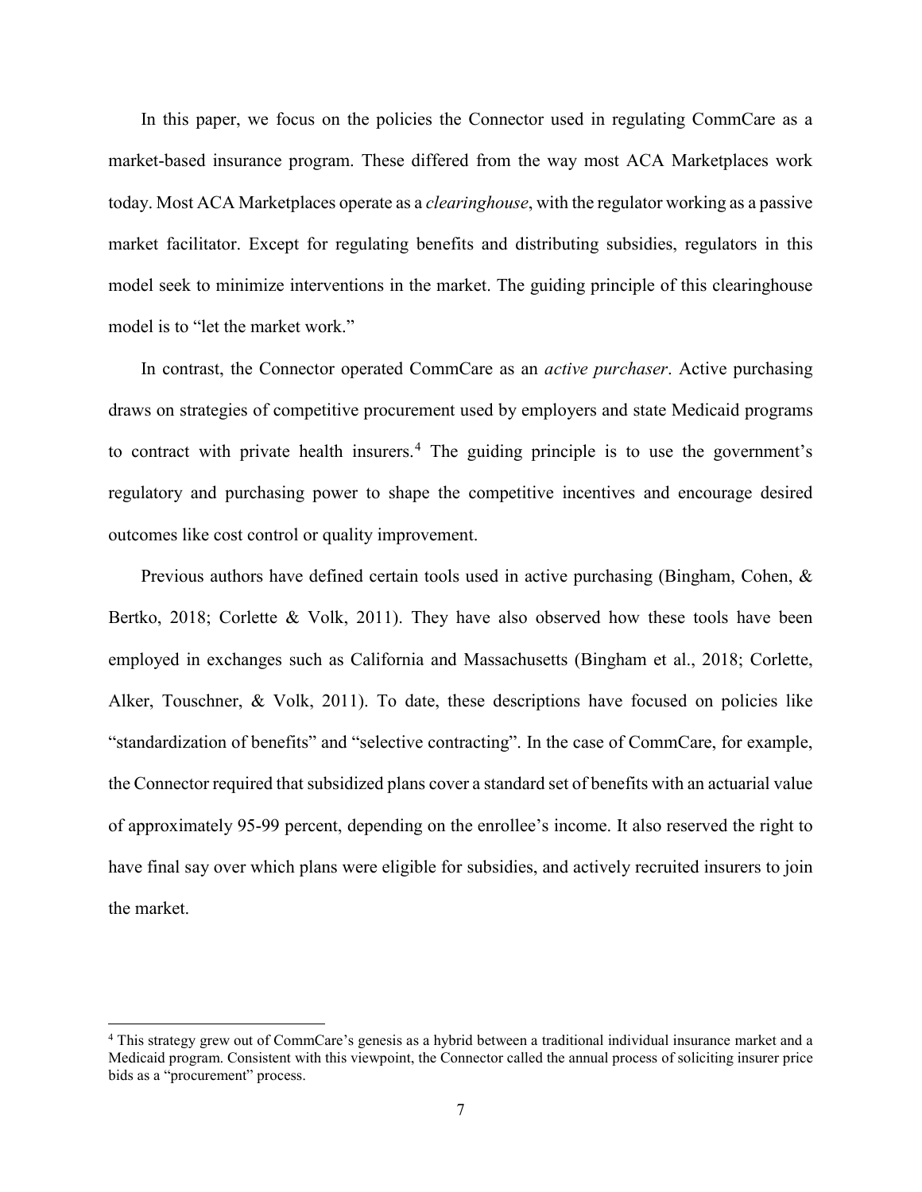In this paper, we focus on the policies the Connector used in regulating CommCare as a market-based insurance program. These differed from the way most ACA Marketplaces work today. Most ACA Marketplaces operate as a *clearinghouse*, with the regulator working as a passive market facilitator. Except for regulating benefits and distributing subsidies, regulators in this model seek to minimize interventions in the market. The guiding principle of this clearinghouse model is to "let the market work."

In contrast, the Connector operated CommCare as an *active purchaser*. Active purchasing draws on strategies of competitive procurement used by employers and state Medicaid programs to contract with private health insurers.[4] The guiding principle is to use the government's regulatory and purchasing power to shape the competitive incentives and encourage desired outcomes like cost control or quality improvement.

Previous authors have defined certain tools used in active purchasing (Bingham, Cohen, & Bertko, 2018; Corlette & Volk, 2011). They have also observed how these tools have been employed in exchanges such as California and Massachusetts (Bingham et al., 2018; Corlette, Alker, Touschner, & Volk, 2011). To date, these descriptions have focused on policies like "standardization of benefits" and "selective contracting". In the case of CommCare, for example, the Connector required that subsidized plans cover a standard set of benefits with an actuarial value of approximately 95-99 percent, depending on the enrollee's income. It also reserved the right to have final say over which plans were eligible for subsidies, and actively recruited insurers to join the market.

---

[4] This strategy grew out of CommCare's genesis as a hybrid between a traditional individual insurance market and a Medicaid program. Consistent with this viewpoint, the Connector called the annual process of soliciting insurer price bids as a "procurement" process.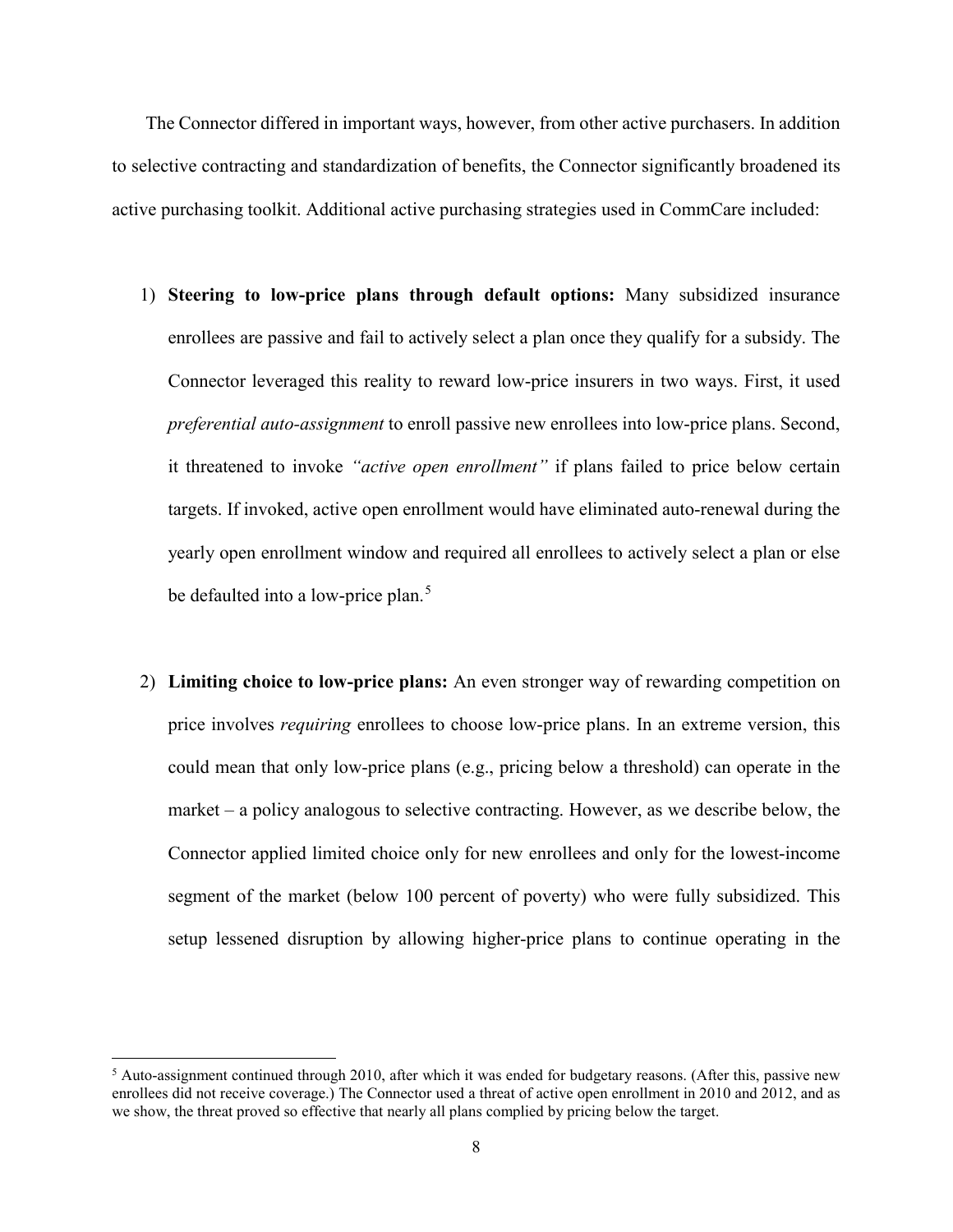The Connector differed in important ways, however, from other active purchasers. In addition to selective contracting and standardization of benefits, the Connector significantly broadened its active purchasing toolkit. Additional active purchasing strategies used in CommCare included:

1) **Steering to low-price plans through default options:** Many subsidized insurance enrollees are passive and fail to actively select a plan once they qualify for a subsidy. The Connector leveraged this reality to reward low-price insurers in two ways. First, it used *preferential auto-assignment* to enroll passive new enrollees into low-price plans. Second, it threatened to invoke *"active open enrollment"* if plans failed to price below certain targets. If invoked, active open enrollment would have eliminated auto-renewal during the yearly open enrollment window and required all enrollees to actively select a plan or else be defaulted into a low-price plan.[5]

2) **Limiting choice to low-price plans:** An even stronger way of rewarding competition on price involves *requiring* enrollees to choose low-price plans. In an extreme version, this could mean that only low-price plans (e.g., pricing below a threshold) can operate in the market – a policy analogous to selective contracting. However, as we describe below, the Connector applied limited choice only for new enrollees and only for the lowest-income segment of the market (below 100 percent of poverty) who were fully subsidized. This setup lessened disruption by allowing higher-price plans to continue operating in the

[5] Auto-assignment continued through 2010, after which it was ended for budgetary reasons. (After this, passive new enrollees did not receive coverage.) The Connector used a threat of active open enrollment in 2010 and 2012, and as we show, the threat proved so effective that nearly all plans complied by pricing below the target.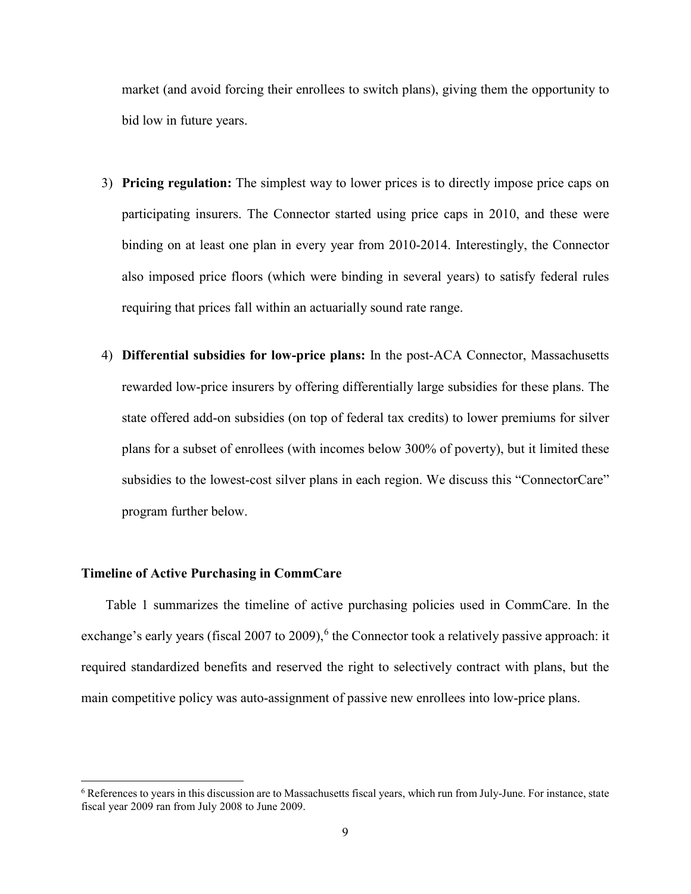market (and avoid forcing their enrollees to switch plans), giving them the opportunity to bid low in future years.

3) **Pricing regulation:** The simplest way to lower prices is to directly impose price caps on participating insurers. The Connector started using price caps in 2010, and these were binding on at least one plan in every year from 2010-2014. Interestingly, the Connector also imposed price floors (which were binding in several years) to satisfy federal rules requiring that prices fall within an actuarially sound rate range.

4) **Differential subsidies for low-price plans:** In the post-ACA Connector, Massachusetts rewarded low-price insurers by offering differentially large subsidies for these plans. The state offered add-on subsidies (on top of federal tax credits) to lower premiums for silver plans for a subset of enrollees (with incomes below 300% of poverty), but it limited these subsidies to the lowest-cost silver plans in each region. We discuss this "ConnectorCare" program further below.

### Timeline of Active Purchasing in CommCare

Table 1 summarizes the timeline of active purchasing policies used in CommCare. In the exchange's early years (fiscal 2007 to 2009),[6] the Connector took a relatively passive approach: it required standardized benefits and reserved the right to selectively contract with plans, but the main competitive policy was auto-assignment of passive new enrollees into low-price plans.

[6] References to years in this discussion are to Massachusetts fiscal years, which run from July-June. For instance, state fiscal year 2009 ran from July 2008 to June 2009.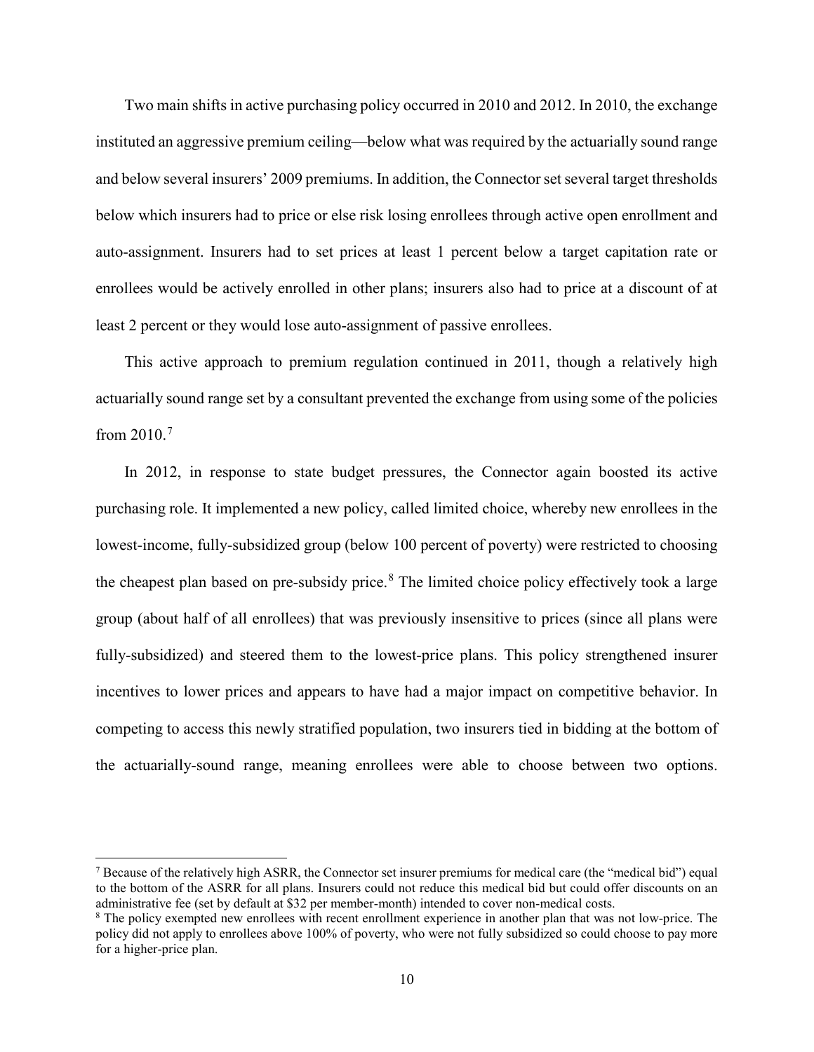Two main shifts in active purchasing policy occurred in 2010 and 2012. In 2010, the exchange instituted an aggressive premium ceiling—below what was required by the actuarially sound range and below several insurers' 2009 premiums. In addition, the Connector set several target thresholds below which insurers had to price or else risk losing enrollees through active open enrollment and auto-assignment. Insurers had to set prices at least 1 percent below a target capitation rate or enrollees would be actively enrolled in other plans; insurers also had to price at a discount of at least 2 percent or they would lose auto-assignment of passive enrollees.

This active approach to premium regulation continued in 2011, though a relatively high actuarially sound range set by a consultant prevented the exchange from using some of the policies from 2010.[7]

In 2012, in response to state budget pressures, the Connector again boosted its active purchasing role. It implemented a new policy, called limited choice, whereby new enrollees in the lowest-income, fully-subsidized group (below 100 percent of poverty) were restricted to choosing the cheapest plan based on pre-subsidy price.[8] The limited choice policy effectively took a large group (about half of all enrollees) that was previously insensitive to prices (since all plans were fully-subsidized) and steered them to the lowest-price plans. This policy strengthened insurer incentives to lower prices and appears to have had a major impact on competitive behavior. In competing to access this newly stratified population, two insurers tied in bidding at the bottom of the actuarially-sound range, meaning enrollees were able to choose between two options.

---

[7] Because of the relatively high ASRR, the Connector set insurer premiums for medical care (the "medical bid") equal to the bottom of the ASRR for all plans. Insurers could not reduce this medical bid but could offer discounts on an administrative fee (set by default at $32 per member-month) intended to cover non-medical costs.

[8] The policy exempted new enrollees with recent enrollment experience in another plan that was not low-price. The policy did not apply to enrollees above 100% of poverty, who were not fully subsidized so could choose to pay more for a higher-price plan.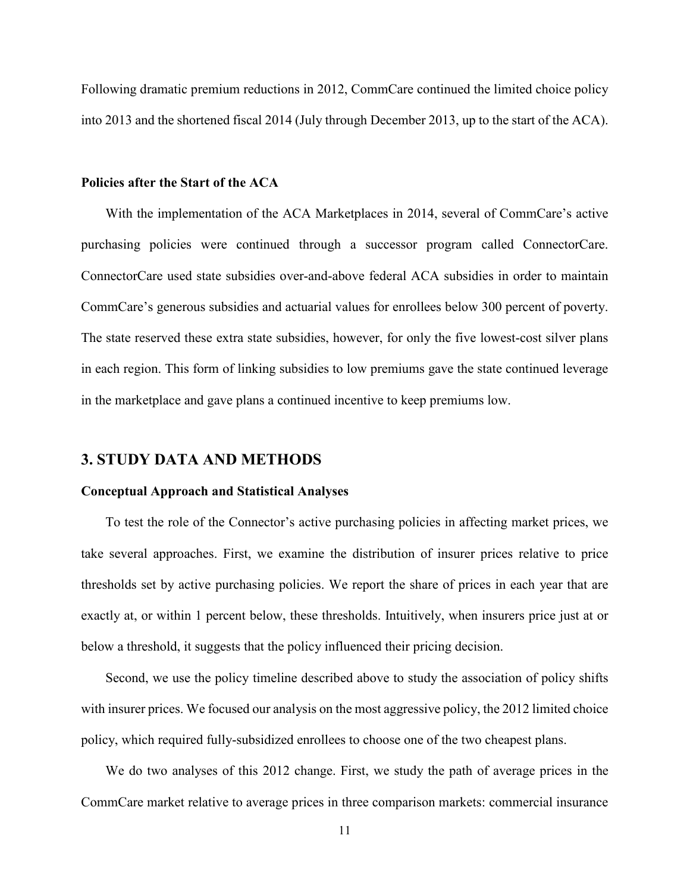Following dramatic premium reductions in 2012, CommCare continued the limited choice policy into 2013 and the shortened fiscal 2014 (July through December 2013, up to the start of the ACA).

### Policies after the Start of the ACA

With the implementation of the ACA Marketplaces in 2014, several of CommCare's active purchasing policies were continued through a successor program called ConnectorCare. ConnectorCare used state subsidies over-and-above federal ACA subsidies in order to maintain CommCare's generous subsidies and actuarial values for enrollees below 300 percent of poverty. The state reserved these extra state subsidies, however, for only the five lowest-cost silver plans in each region. This form of linking subsidies to low premiums gave the state continued leverage in the marketplace and gave plans a continued incentive to keep premiums low.

## 3. STUDY DATA AND METHODS

### Conceptual Approach and Statistical Analyses

To test the role of the Connector's active purchasing policies in affecting market prices, we take several approaches. First, we examine the distribution of insurer prices relative to price thresholds set by active purchasing policies. We report the share of prices in each year that are exactly at, or within 1 percent below, these thresholds. Intuitively, when insurers price just at or below a threshold, it suggests that the policy influenced their pricing decision.

Second, we use the policy timeline described above to study the association of policy shifts with insurer prices. We focused our analysis on the most aggressive policy, the 2012 limited choice policy, which required fully-subsidized enrollees to choose one of the two cheapest plans.

We do two analyses of this 2012 change. First, we study the path of average prices in the CommCare market relative to average prices in three comparison markets: commercial insurance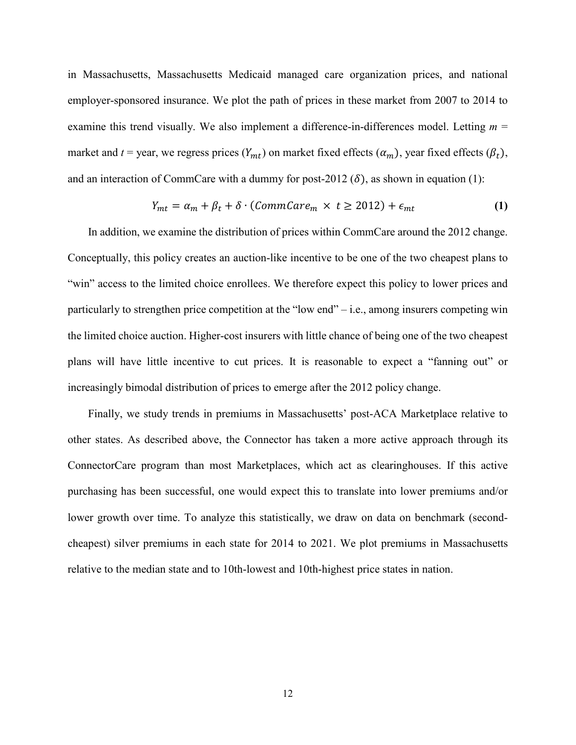in Massachusetts, Massachusetts Medicaid managed care organization prices, and national employer-sponsored insurance. We plot the path of prices in these market from 2007 to 2014 to examine this trend visually. We also implement a difference-in-differences model. Letting *m* = market and *t* = year, we regress prices ($Y_{mt}$) on market fixed effects ($\alpha_m$), year fixed effects ($\beta_t$), and an interaction of CommCare with a dummy for post-2012 ($\delta$), as shown in equation (1):

$$Y_{mt} = \alpha_m + \beta_t + \delta \cdot (CommCare_m \times t \geq 2012) + \epsilon_{mt} \tag{1}$$

In addition, we examine the distribution of prices within CommCare around the 2012 change. Conceptually, this policy creates an auction-like incentive to be one of the two cheapest plans to "win" access to the limited choice enrollees. We therefore expect this policy to lower prices and particularly to strengthen price competition at the "low end" – i.e., among insurers competing win the limited choice auction. Higher-cost insurers with little chance of being one of the two cheapest plans will have little incentive to cut prices. It is reasonable to expect a "fanning out" or increasingly bimodal distribution of prices to emerge after the 2012 policy change.

Finally, we study trends in premiums in Massachusetts' post-ACA Marketplace relative to other states. As described above, the Connector has taken a more active approach through its ConnectorCare program than most Marketplaces, which act as clearinghouses. If this active purchasing has been successful, one would expect this to translate into lower premiums and/or lower growth over time. To analyze this statistically, we draw on data on benchmark (second-cheapest) silver premiums in each state for 2014 to 2021. We plot premiums in Massachusetts relative to the median state and to 10th-lowest and 10th-highest price states in nation.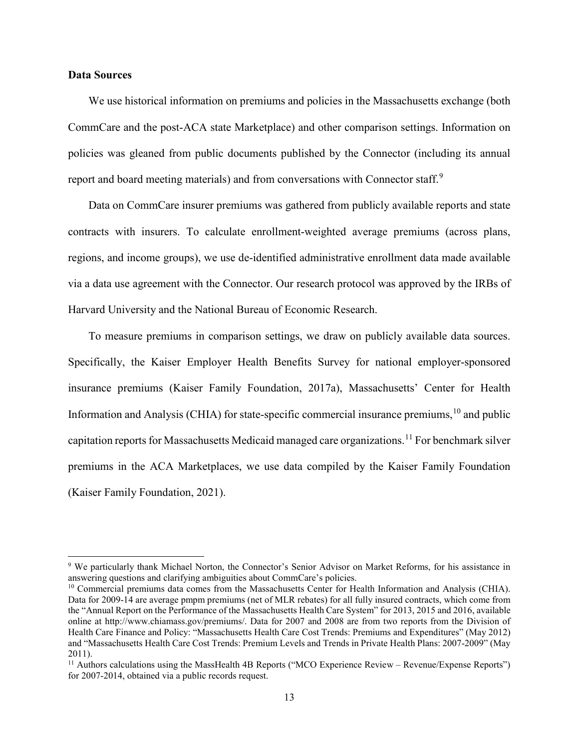**Data Sources**

We use historical information on premiums and policies in the Massachusetts exchange (both CommCare and the post-ACA state Marketplace) and other comparison settings. Information on policies was gleaned from public documents published by the Connector (including its annual report and board meeting materials) and from conversations with Connector staff.[9]

Data on CommCare insurer premiums was gathered from publicly available reports and state contracts with insurers. To calculate enrollment-weighted average premiums (across plans, regions, and income groups), we use de-identified administrative enrollment data made available via a data use agreement with the Connector. Our research protocol was approved by the IRBs of Harvard University and the National Bureau of Economic Research.

To measure premiums in comparison settings, we draw on publicly available data sources. Specifically, the Kaiser Employer Health Benefits Survey for national employer-sponsored insurance premiums (Kaiser Family Foundation, 2017a), Massachusetts' Center for Health Information and Analysis (CHIA) for state-specific commercial insurance premiums,[10] and public capitation reports for Massachusetts Medicaid managed care organizations.[11] For benchmark silver premiums in the ACA Marketplaces, we use data compiled by the Kaiser Family Foundation (Kaiser Family Foundation, 2021).

---

[9] We particularly thank Michael Norton, the Connector's Senior Advisor on Market Reforms, for his assistance in answering questions and clarifying ambiguities about CommCare's policies.

[10] Commercial premiums data comes from the Massachusetts Center for Health Information and Analysis (CHIA). Data for 2009-14 are average pmpm premiums (net of MLR rebates) for all fully insured contracts, which come from the "Annual Report on the Performance of the Massachusetts Health Care System" for 2013, 2015 and 2016, available online at http://www.chiamass.gov/premiums/. Data for 2007 and 2008 are from two reports from the Division of Health Care Finance and Policy: "Massachusetts Health Care Cost Trends: Premiums and Expenditures" (May 2012) and "Massachusetts Health Care Cost Trends: Premium Levels and Trends in Private Health Plans: 2007-2009" (May 2011).

[11] Authors calculations using the MassHealth 4B Reports ("MCO Experience Review – Revenue/Expense Reports") for 2007-2014, obtained via a public records request.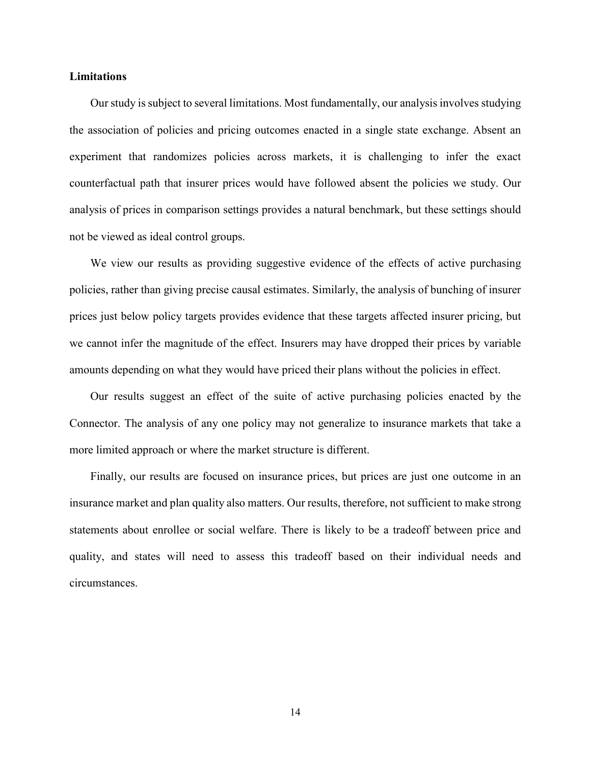**Limitations**

Our study is subject to several limitations. Most fundamentally, our analysis involves studying the association of policies and pricing outcomes enacted in a single state exchange. Absent an experiment that randomizes policies across markets, it is challenging to infer the exact counterfactual path that insurer prices would have followed absent the policies we study. Our analysis of prices in comparison settings provides a natural benchmark, but these settings should not be viewed as ideal control groups.

We view our results as providing suggestive evidence of the effects of active purchasing policies, rather than giving precise causal estimates. Similarly, the analysis of bunching of insurer prices just below policy targets provides evidence that these targets affected insurer pricing, but we cannot infer the magnitude of the effect. Insurers may have dropped their prices by variable amounts depending on what they would have priced their plans without the policies in effect.

Our results suggest an effect of the suite of active purchasing policies enacted by the Connector. The analysis of any one policy may not generalize to insurance markets that take a more limited approach or where the market structure is different.

Finally, our results are focused on insurance prices, but prices are just one outcome in an insurance market and plan quality also matters. Our results, therefore, not sufficient to make strong statements about enrollee or social welfare. There is likely to be a tradeoff between price and quality, and states will need to assess this tradeoff based on their individual needs and circumstances.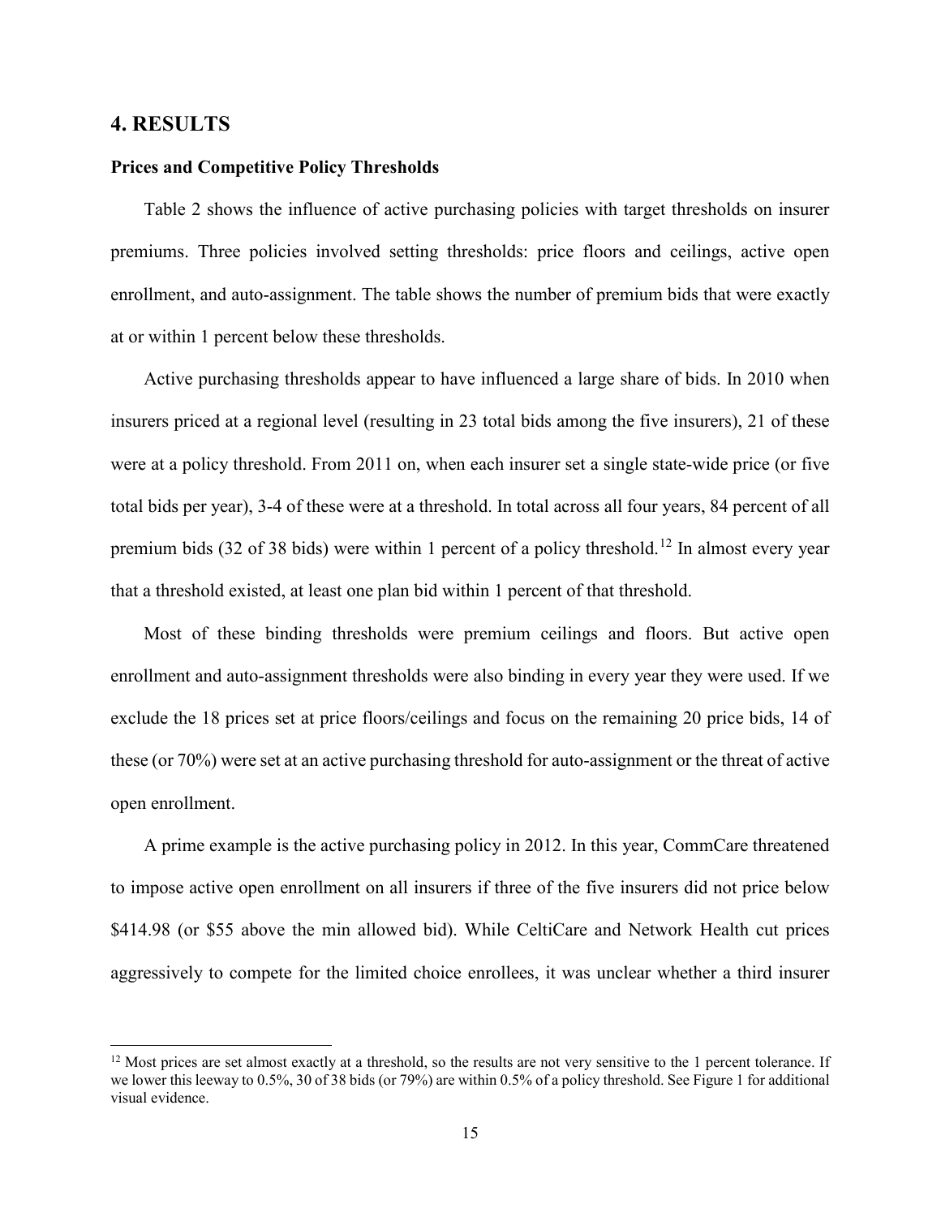## 4. RESULTS

### Prices and Competitive Policy Thresholds

Table 2 shows the influence of active purchasing policies with target thresholds on insurer premiums. Three policies involved setting thresholds: price floors and ceilings, active open enrollment, and auto-assignment. The table shows the number of premium bids that were exactly at or within 1 percent below these thresholds.

Active purchasing thresholds appear to have influenced a large share of bids. In 2010 when insurers priced at a regional level (resulting in 23 total bids among the five insurers), 21 of these were at a policy threshold. From 2011 on, when each insurer set a single state-wide price (or five total bids per year), 3-4 of these were at a threshold. In total across all four years, 84 percent of all premium bids (32 of 38 bids) were within 1 percent of a policy threshold.[12] In almost every year that a threshold existed, at least one plan bid within 1 percent of that threshold.

Most of these binding thresholds were premium ceilings and floors. But active open enrollment and auto-assignment thresholds were also binding in every year they were used. If we exclude the 18 prices set at price floors/ceilings and focus on the remaining 20 price bids, 14 of these (or 70%) were set at an active purchasing threshold for auto-assignment or the threat of active open enrollment.

A prime example is the active purchasing policy in 2012. In this year, CommCare threatened to impose active open enrollment on all insurers if three of the five insurers did not price below $414.98 (or $55 above the min allowed bid). While CeltiCare and Network Health cut prices aggressively to compete for the limited choice enrollees, it was unclear whether a third insurer

[12] Most prices are set almost exactly at a threshold, so the results are not very sensitive to the 1 percent tolerance. If we lower this leeway to 0.5%, 30 of 38 bids (or 79%) are within 0.5% of a policy threshold. See Figure 1 for additional visual evidence.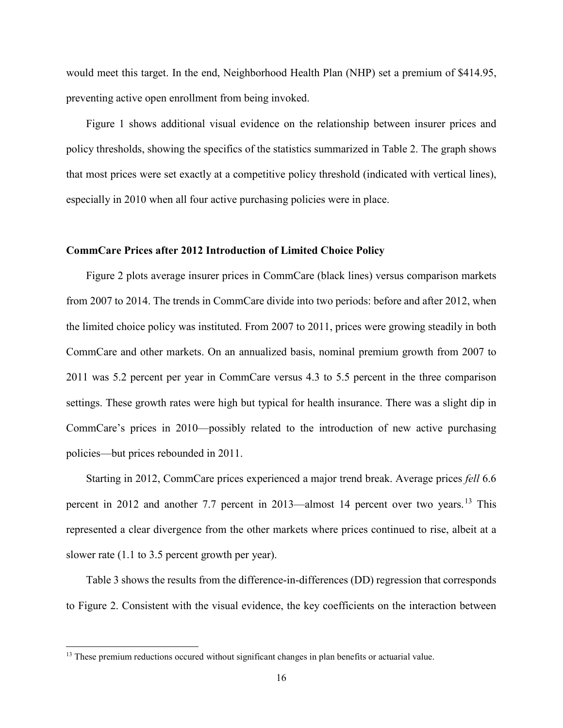would meet this target. In the end, Neighborhood Health Plan (NHP) set a premium of $414.95, preventing active open enrollment from being invoked.

Figure 1 shows additional visual evidence on the relationship between insurer prices and policy thresholds, showing the specifics of the statistics summarized in Table 2. The graph shows that most prices were set exactly at a competitive policy threshold (indicated with vertical lines), especially in 2010 when all four active purchasing policies were in place.

### CommCare Prices after 2012 Introduction of Limited Choice Policy

Figure 2 plots average insurer prices in CommCare (black lines) versus comparison markets from 2007 to 2014. The trends in CommCare divide into two periods: before and after 2012, when the limited choice policy was instituted. From 2007 to 2011, prices were growing steadily in both CommCare and other markets. On an annualized basis, nominal premium growth from 2007 to 2011 was 5.2 percent per year in CommCare versus 4.3 to 5.5 percent in the three comparison settings. These growth rates were high but typical for health insurance. There was a slight dip in CommCare's prices in 2010—possibly related to the introduction of new active purchasing policies—but prices rebounded in 2011.

Starting in 2012, CommCare prices experienced a major trend break. Average prices *fell* 6.6 percent in 2012 and another 7.7 percent in 2013—almost 14 percent over two years.[13] This represented a clear divergence from the other markets where prices continued to rise, albeit at a slower rate (1.1 to 3.5 percent growth per year).

Table 3 shows the results from the difference-in-differences (DD) regression that corresponds to Figure 2. Consistent with the visual evidence, the key coefficients on the interaction between

[13] These premium reductions occured without significant changes in plan benefits or actuarial value.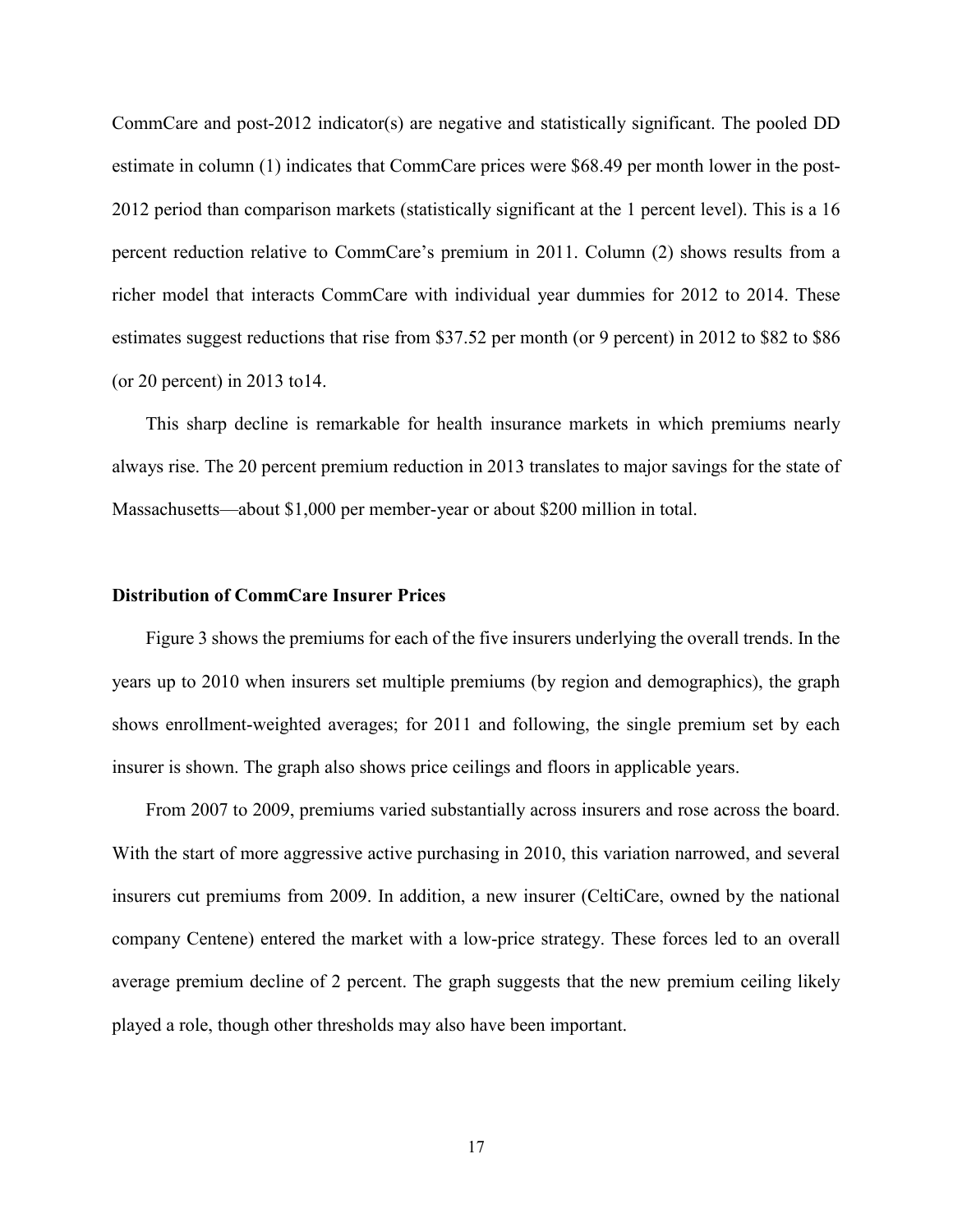CommCare and post-2012 indicator(s) are negative and statistically significant. The pooled DD estimate in column (1) indicates that CommCare prices were $68.49 per month lower in the post-2012 period than comparison markets (statistically significant at the 1 percent level). This is a 16 percent reduction relative to CommCare's premium in 2011. Column (2) shows results from a richer model that interacts CommCare with individual year dummies for 2012 to 2014. These estimates suggest reductions that rise from $37.52 per month (or 9 percent) in 2012 to $82 to $86 (or 20 percent) in 2013 to14.

This sharp decline is remarkable for health insurance markets in which premiums nearly always rise. The 20 percent premium reduction in 2013 translates to major savings for the state of Massachusetts—about $1,000 per member-year or about $200 million in total.

### Distribution of CommCare Insurer Prices

Figure 3 shows the premiums for each of the five insurers underlying the overall trends. In the years up to 2010 when insurers set multiple premiums (by region and demographics), the graph shows enrollment-weighted averages; for 2011 and following, the single premium set by each insurer is shown. The graph also shows price ceilings and floors in applicable years.

From 2007 to 2009, premiums varied substantially across insurers and rose across the board. With the start of more aggressive active purchasing in 2010, this variation narrowed, and several insurers cut premiums from 2009. In addition, a new insurer (CeltiCare, owned by the national company Centene) entered the market with a low-price strategy. These forces led to an overall average premium decline of 2 percent. The graph suggests that the new premium ceiling likely played a role, though other thresholds may also have been important.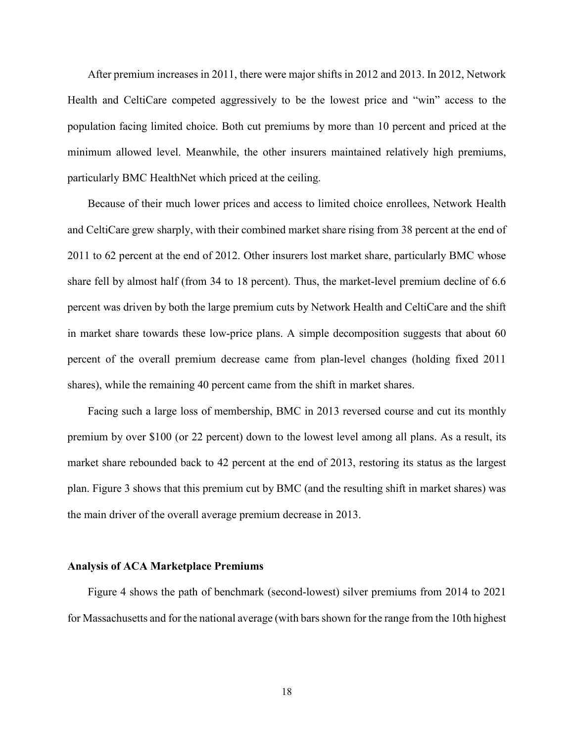After premium increases in 2011, there were major shifts in 2012 and 2013. In 2012, Network Health and CeltiCare competed aggressively to be the lowest price and "win" access to the population facing limited choice. Both cut premiums by more than 10 percent and priced at the minimum allowed level. Meanwhile, the other insurers maintained relatively high premiums, particularly BMC HealthNet which priced at the ceiling.

Because of their much lower prices and access to limited choice enrollees, Network Health and CeltiCare grew sharply, with their combined market share rising from 38 percent at the end of 2011 to 62 percent at the end of 2012. Other insurers lost market share, particularly BMC whose share fell by almost half (from 34 to 18 percent). Thus, the market-level premium decline of 6.6 percent was driven by both the large premium cuts by Network Health and CeltiCare and the shift in market share towards these low-price plans. A simple decomposition suggests that about 60 percent of the overall premium decrease came from plan-level changes (holding fixed 2011 shares), while the remaining 40 percent came from the shift in market shares.

Facing such a large loss of membership, BMC in 2013 reversed course and cut its monthly premium by over $100 (or 22 percent) down to the lowest level among all plans. As a result, its market share rebounded back to 42 percent at the end of 2013, restoring its status as the largest plan. Figure 3 shows that this premium cut by BMC (and the resulting shift in market shares) was the main driver of the overall average premium decrease in 2013.

**Analysis of ACA Marketplace Premiums**

Figure 4 shows the path of benchmark (second-lowest) silver premiums from 2014 to 2021 for Massachusetts and for the national average (with bars shown for the range from the 10th highest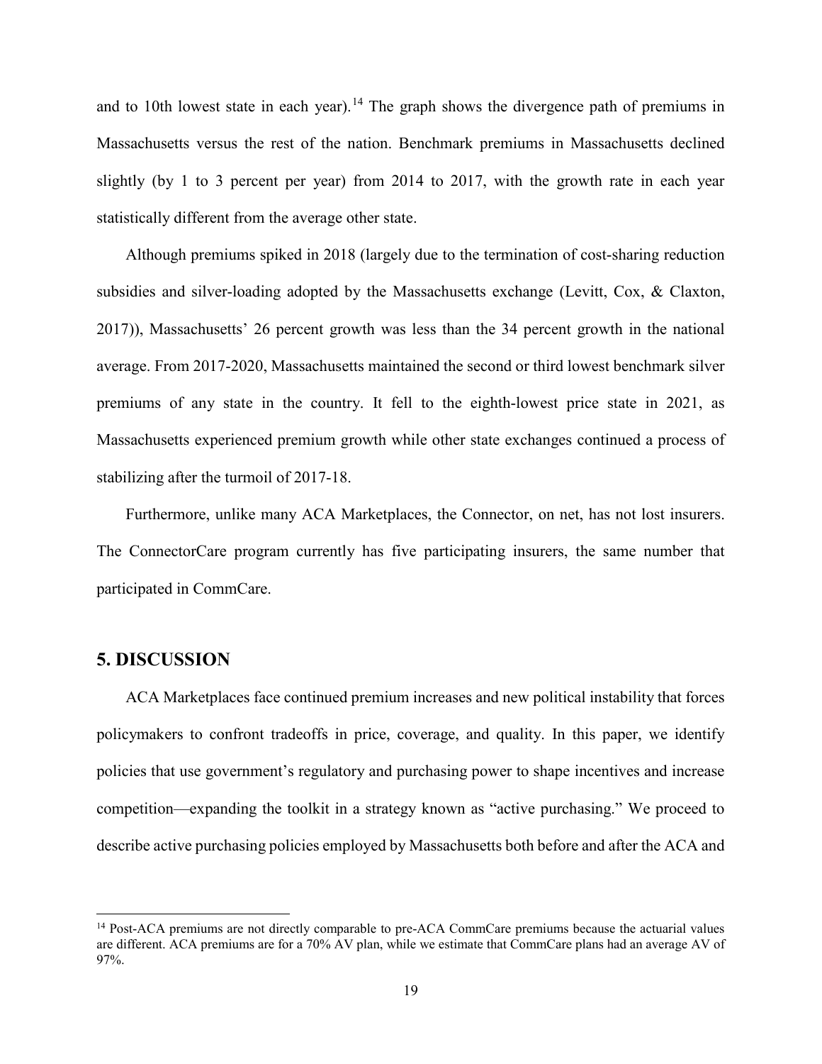and to 10th lowest state in each year).[14] The graph shows the divergence path of premiums in Massachusetts versus the rest of the nation. Benchmark premiums in Massachusetts declined slightly (by 1 to 3 percent per year) from 2014 to 2017, with the growth rate in each year statistically different from the average other state.

Although premiums spiked in 2018 (largely due to the termination of cost-sharing reduction subsidies and silver-loading adopted by the Massachusetts exchange (Levitt, Cox, & Claxton, 2017)), Massachusetts' 26 percent growth was less than the 34 percent growth in the national average. From 2017-2020, Massachusetts maintained the second or third lowest benchmark silver premiums of any state in the country. It fell to the eighth-lowest price state in 2021, as Massachusetts experienced premium growth while other state exchanges continued a process of stabilizing after the turmoil of 2017-18.

Furthermore, unlike many ACA Marketplaces, the Connector, on net, has not lost insurers. The ConnectorCare program currently has five participating insurers, the same number that participated in CommCare.

## 5. DISCUSSION

ACA Marketplaces face continued premium increases and new political instability that forces policymakers to confront tradeoffs in price, coverage, and quality. In this paper, we identify policies that use government's regulatory and purchasing power to shape incentives and increase competition—expanding the toolkit in a strategy known as "active purchasing." We proceed to describe active purchasing policies employed by Massachusetts both before and after the ACA and

[14] Post-ACA premiums are not directly comparable to pre-ACA CommCare premiums because the actuarial values are different. ACA premiums are for a 70% AV plan, while we estimate that CommCare plans had an average AV of 97%.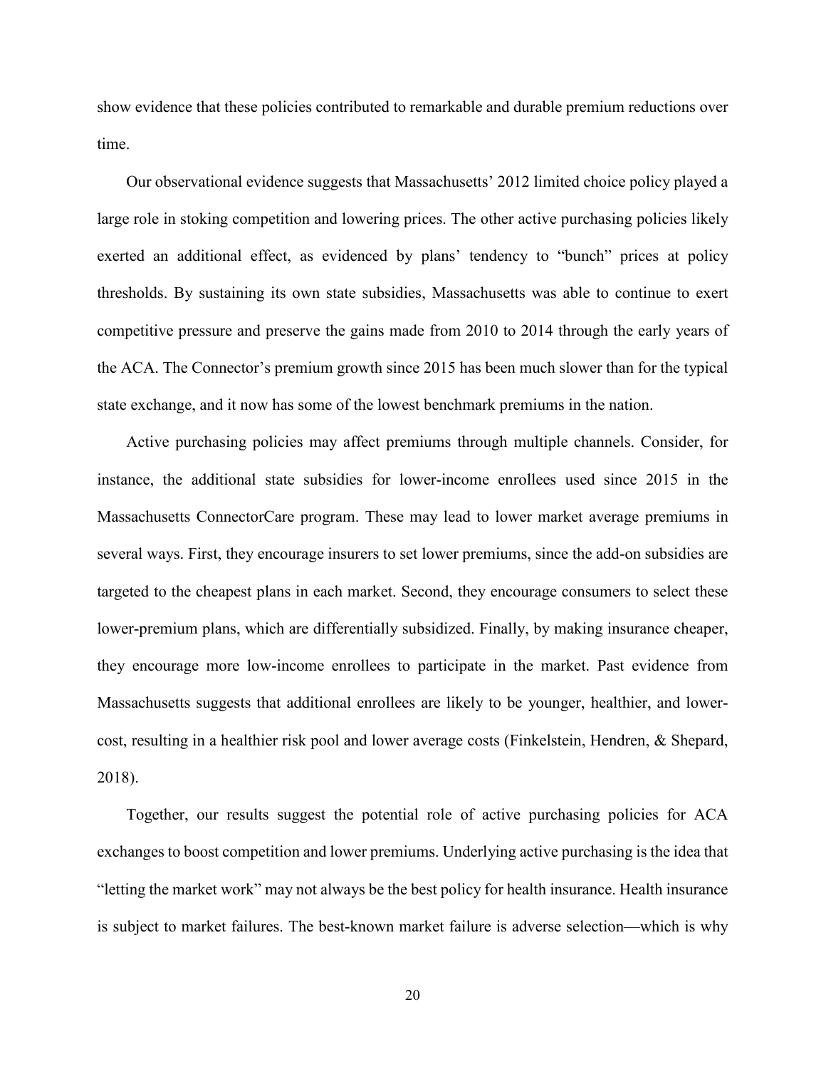show evidence that these policies contributed to remarkable and durable premium reductions over time.

Our observational evidence suggests that Massachusetts' 2012 limited choice policy played a large role in stoking competition and lowering prices. The other active purchasing policies likely exerted an additional effect, as evidenced by plans' tendency to "bunch" prices at policy thresholds. By sustaining its own state subsidies, Massachusetts was able to continue to exert competitive pressure and preserve the gains made from 2010 to 2014 through the early years of the ACA. The Connector's premium growth since 2015 has been much slower than for the typical state exchange, and it now has some of the lowest benchmark premiums in the nation.

Active purchasing policies may affect premiums through multiple channels. Consider, for instance, the additional state subsidies for lower-income enrollees used since 2015 in the Massachusetts ConnectorCare program. These may lead to lower market average premiums in several ways. First, they encourage insurers to set lower premiums, since the add-on subsidies are targeted to the cheapest plans in each market. Second, they encourage consumers to select these lower-premium plans, which are differentially subsidized. Finally, by making insurance cheaper, they encourage more low-income enrollees to participate in the market. Past evidence from Massachusetts suggests that additional enrollees are likely to be younger, healthier, and lower-cost, resulting in a healthier risk pool and lower average costs (Finkelstein, Hendren, & Shepard, 2018).

Together, our results suggest the potential role of active purchasing policies for ACA exchanges to boost competition and lower premiums. Underlying active purchasing is the idea that "letting the market work" may not always be the best policy for health insurance. Health insurance is subject to market failures. The best-known market failure is adverse selection—which is why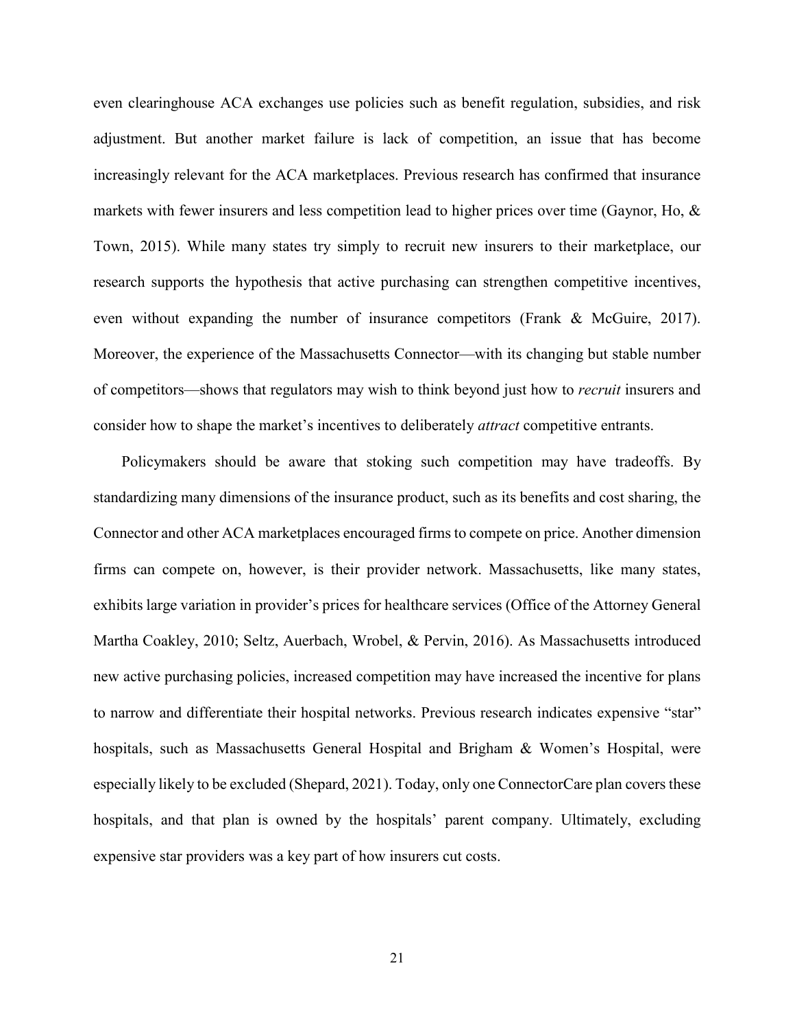even clearinghouse ACA exchanges use policies such as benefit regulation, subsidies, and risk adjustment. But another market failure is lack of competition, an issue that has become increasingly relevant for the ACA marketplaces. Previous research has confirmed that insurance markets with fewer insurers and less competition lead to higher prices over time (Gaynor, Ho, & Town, 2015). While many states try simply to recruit new insurers to their marketplace, our research supports the hypothesis that active purchasing can strengthen competitive incentives, even without expanding the number of insurance competitors (Frank & McGuire, 2017). Moreover, the experience of the Massachusetts Connector—with its changing but stable number of competitors—shows that regulators may wish to think beyond just how to *recruit* insurers and consider how to shape the market's incentives to deliberately *attract* competitive entrants.

Policymakers should be aware that stoking such competition may have tradeoffs. By standardizing many dimensions of the insurance product, such as its benefits and cost sharing, the Connector and other ACA marketplaces encouraged firms to compete on price. Another dimension firms can compete on, however, is their provider network. Massachusetts, like many states, exhibits large variation in provider's prices for healthcare services (Office of the Attorney General Martha Coakley, 2010; Seltz, Auerbach, Wrobel, & Pervin, 2016). As Massachusetts introduced new active purchasing policies, increased competition may have increased the incentive for plans to narrow and differentiate their hospital networks. Previous research indicates expensive "star" hospitals, such as Massachusetts General Hospital and Brigham & Women's Hospital, were especially likely to be excluded (Shepard, 2021). Today, only one ConnectorCare plan covers these hospitals, and that plan is owned by the hospitals' parent company. Ultimately, excluding expensive star providers was a key part of how insurers cut costs.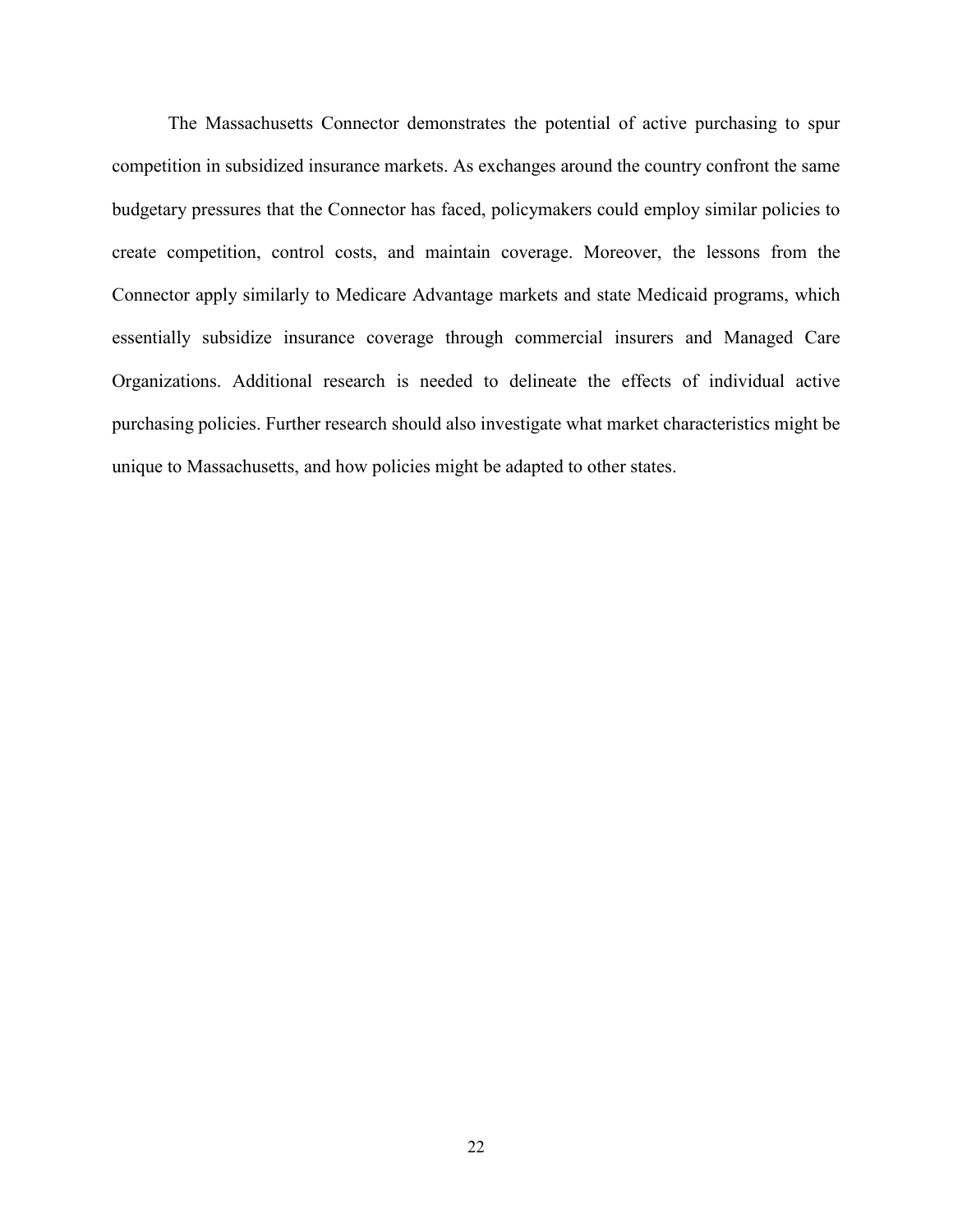The Massachusetts Connector demonstrates the potential of active purchasing to spur competition in subsidized insurance markets. As exchanges around the country confront the same budgetary pressures that the Connector has faced, policymakers could employ similar policies to create competition, control costs, and maintain coverage. Moreover, the lessons from the Connector apply similarly to Medicare Advantage markets and state Medicaid programs, which essentially subsidize insurance coverage through commercial insurers and Managed Care Organizations. Additional research is needed to delineate the effects of individual active purchasing policies. Further research should also investigate what market characteristics might be unique to Massachusetts, and how policies might be adapted to other states.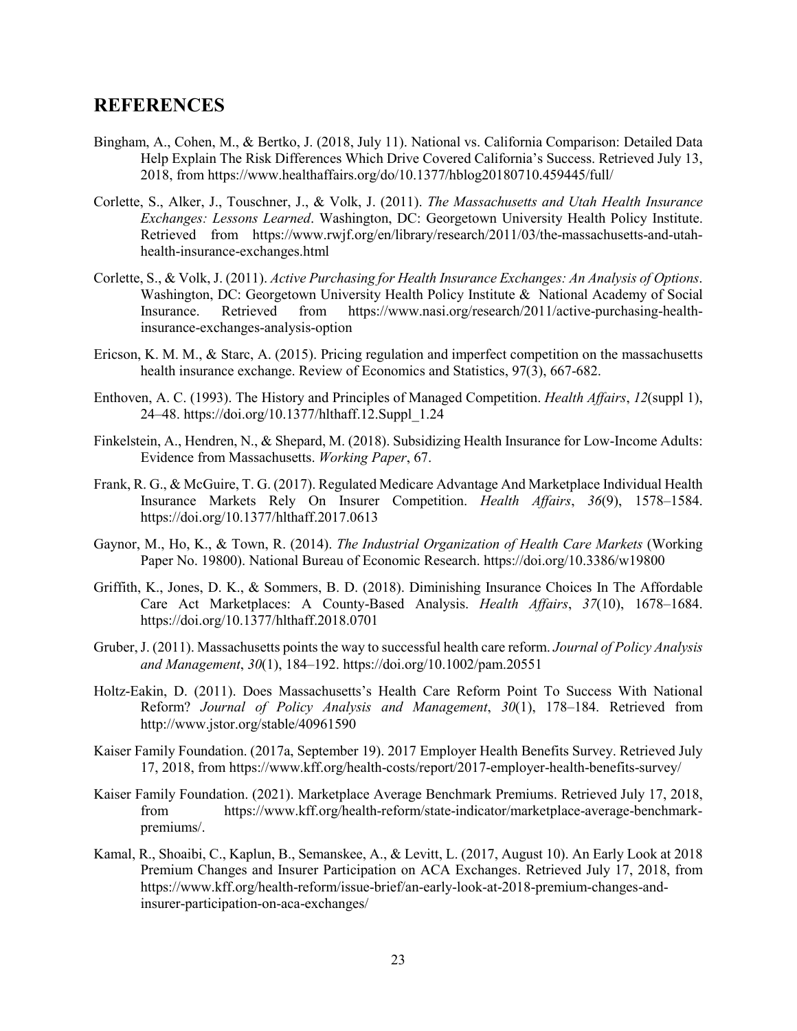## REFERENCES

Bingham, A., Cohen, M., & Bertko, J. (2018, July 11). National vs. California Comparison: Detailed Data Help Explain The Risk Differences Which Drive Covered California's Success. Retrieved July 13, 2018, from https://www.healthaffairs.org/do/10.1377/hblog20180710.459445/full/

Corlette, S., Alker, J., Touschner, J., & Volk, J. (2011). *The Massachusetts and Utah Health Insurance Exchanges: Lessons Learned*. Washington, DC: Georgetown University Health Policy Institute. Retrieved from https://www.rwjf.org/en/library/research/2011/03/the-massachusetts-and-utah-health-insurance-exchanges.html

Corlette, S., & Volk, J. (2011). *Active Purchasing for Health Insurance Exchanges: An Analysis of Options*. Washington, DC: Georgetown University Health Policy Institute & National Academy of Social Insurance. Retrieved from https://www.nasi.org/research/2011/active-purchasing-health-insurance-exchanges-analysis-option

Ericson, K. M. M., & Starc, A. (2015). Pricing regulation and imperfect competition on the massachusetts health insurance exchange. Review of Economics and Statistics, 97(3), 667-682.

Enthoven, A. C. (1993). The History and Principles of Managed Competition. *Health Affairs*, *12*(suppl 1), 24–48. https://doi.org/10.1377/hlthaff.12.Suppl_1.24

Finkelstein, A., Hendren, N., & Shepard, M. (2018). Subsidizing Health Insurance for Low-Income Adults: Evidence from Massachusetts. *Working Paper*, 67.

Frank, R. G., & McGuire, T. G. (2017). Regulated Medicare Advantage And Marketplace Individual Health Insurance Markets Rely On Insurer Competition. *Health Affairs*, *36*(9), 1578–1584. https://doi.org/10.1377/hlthaff.2017.0613

Gaynor, M., Ho, K., & Town, R. (2014). *The Industrial Organization of Health Care Markets* (Working Paper No. 19800). National Bureau of Economic Research. https://doi.org/10.3386/w19800

Griffith, K., Jones, D. K., & Sommers, B. D. (2018). Diminishing Insurance Choices In The Affordable Care Act Marketplaces: A County-Based Analysis. *Health Affairs*, *37*(10), 1678–1684. https://doi.org/10.1377/hlthaff.2018.0701

Gruber, J. (2011). Massachusetts points the way to successful health care reform. *Journal of Policy Analysis and Management*, *30*(1), 184–192. https://doi.org/10.1002/pam.20551

Holtz-Eakin, D. (2011). Does Massachusetts's Health Care Reform Point To Success With National Reform? *Journal of Policy Analysis and Management*, *30*(1), 178–184. Retrieved from http://www.jstor.org/stable/40961590

Kaiser Family Foundation. (2017a, September 19). 2017 Employer Health Benefits Survey. Retrieved July 17, 2018, from https://www.kff.org/health-costs/report/2017-employer-health-benefits-survey/

Kaiser Family Foundation. (2021). Marketplace Average Benchmark Premiums. Retrieved July 17, 2018, from https://www.kff.org/health-reform/state-indicator/marketplace-average-benchmark-premiums/.

Kamal, R., Shoaibi, C., Kaplun, B., Semanskee, A., & Levitt, L. (2017, August 10). An Early Look at 2018 Premium Changes and Insurer Participation on ACA Exchanges. Retrieved July 17, 2018, from https://www.kff.org/health-reform/issue-brief/an-early-look-at-2018-premium-changes-and-insurer-participation-on-aca-exchanges/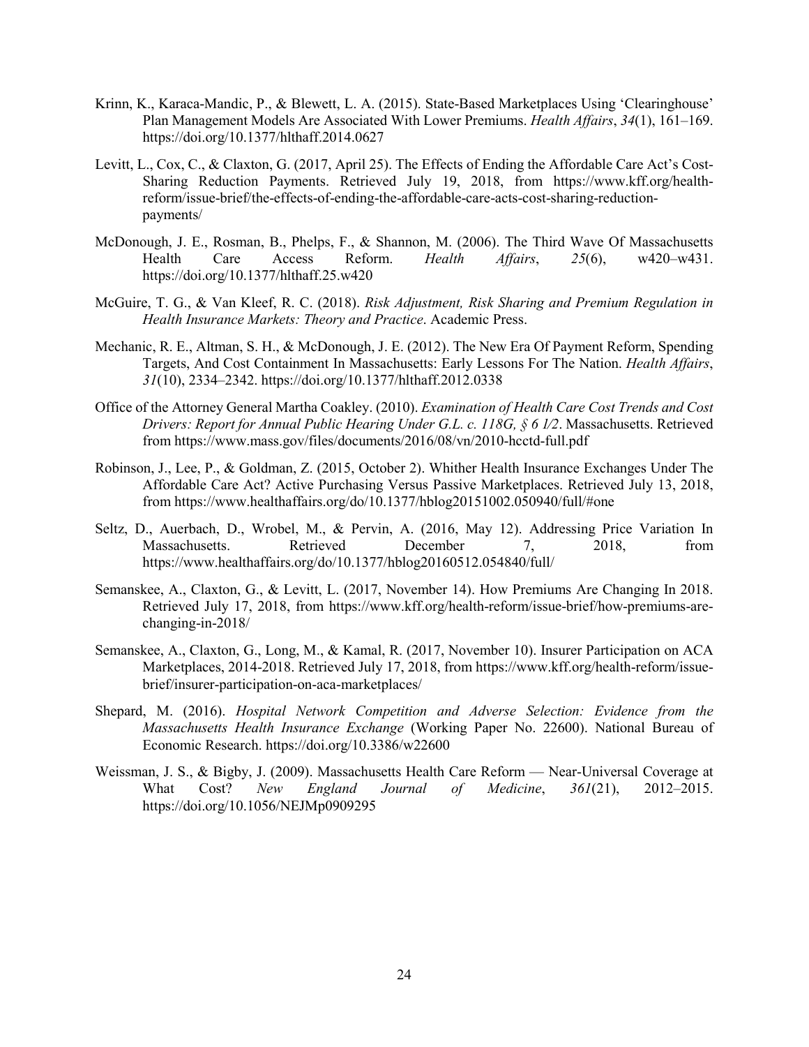Krinn, K., Karaca-Mandic, P., & Blewett, L. A. (2015). State-Based Marketplaces Using 'Clearinghouse' Plan Management Models Are Associated With Lower Premiums. *Health Affairs*, *34*(1), 161–169. https://doi.org/10.1377/hlthaff.2014.0627

Levitt, L., Cox, C., & Claxton, G. (2017, April 25). The Effects of Ending the Affordable Care Act's Cost-Sharing Reduction Payments. Retrieved July 19, 2018, from https://www.kff.org/health-reform/issue-brief/the-effects-of-ending-the-affordable-care-acts-cost-sharing-reduction-payments/

McDonough, J. E., Rosman, B., Phelps, F., & Shannon, M. (2006). The Third Wave Of Massachusetts Health Care Access Reform. *Health Affairs*, *25*(6), w420–w431. https://doi.org/10.1377/hlthaff.25.w420

McGuire, T. G., & Van Kleef, R. C. (2018). *Risk Adjustment, Risk Sharing and Premium Regulation in Health Insurance Markets: Theory and Practice*. Academic Press.

Mechanic, R. E., Altman, S. H., & McDonough, J. E. (2012). The New Era Of Payment Reform, Spending Targets, And Cost Containment In Massachusetts: Early Lessons For The Nation. *Health Affairs*, *31*(10), 2334–2342. https://doi.org/10.1377/hlthaff.2012.0338

Office of the Attorney General Martha Coakley. (2010). *Examination of Health Care Cost Trends and Cost Drivers: Report for Annual Public Hearing Under G.L. c. 118G, § 6 1/2*. Massachusetts. Retrieved from https://www.mass.gov/files/documents/2016/08/vn/2010-hcctd-full.pdf

Robinson, J., Lee, P., & Goldman, Z. (2015, October 2). Whither Health Insurance Exchanges Under The Affordable Care Act? Active Purchasing Versus Passive Marketplaces. Retrieved July 13, 2018, from https://www.healthaffairs.org/do/10.1377/hblog20151002.050940/full/#one

Seltz, D., Auerbach, D., Wrobel, M., & Pervin, A. (2016, May 12). Addressing Price Variation In Massachusetts. Retrieved December 7, 2018, from https://www.healthaffairs.org/do/10.1377/hblog20160512.054840/full/

Semanskee, A., Claxton, G., & Levitt, L. (2017, November 14). How Premiums Are Changing In 2018. Retrieved July 17, 2018, from https://www.kff.org/health-reform/issue-brief/how-premiums-are-changing-in-2018/

Semanskee, A., Claxton, G., Long, M., & Kamal, R. (2017, November 10). Insurer Participation on ACA Marketplaces, 2014-2018. Retrieved July 17, 2018, from https://www.kff.org/health-reform/issue-brief/insurer-participation-on-aca-marketplaces/

Shepard, M. (2016). *Hospital Network Competition and Adverse Selection: Evidence from the Massachusetts Health Insurance Exchange* (Working Paper No. 22600). National Bureau of Economic Research. https://doi.org/10.3386/w22600

Weissman, J. S., & Bigby, J. (2009). Massachusetts Health Care Reform — Near-Universal Coverage at What Cost? *New England Journal of Medicine*, *361*(21), 2012–2015. https://doi.org/10.1056/NEJMp0909295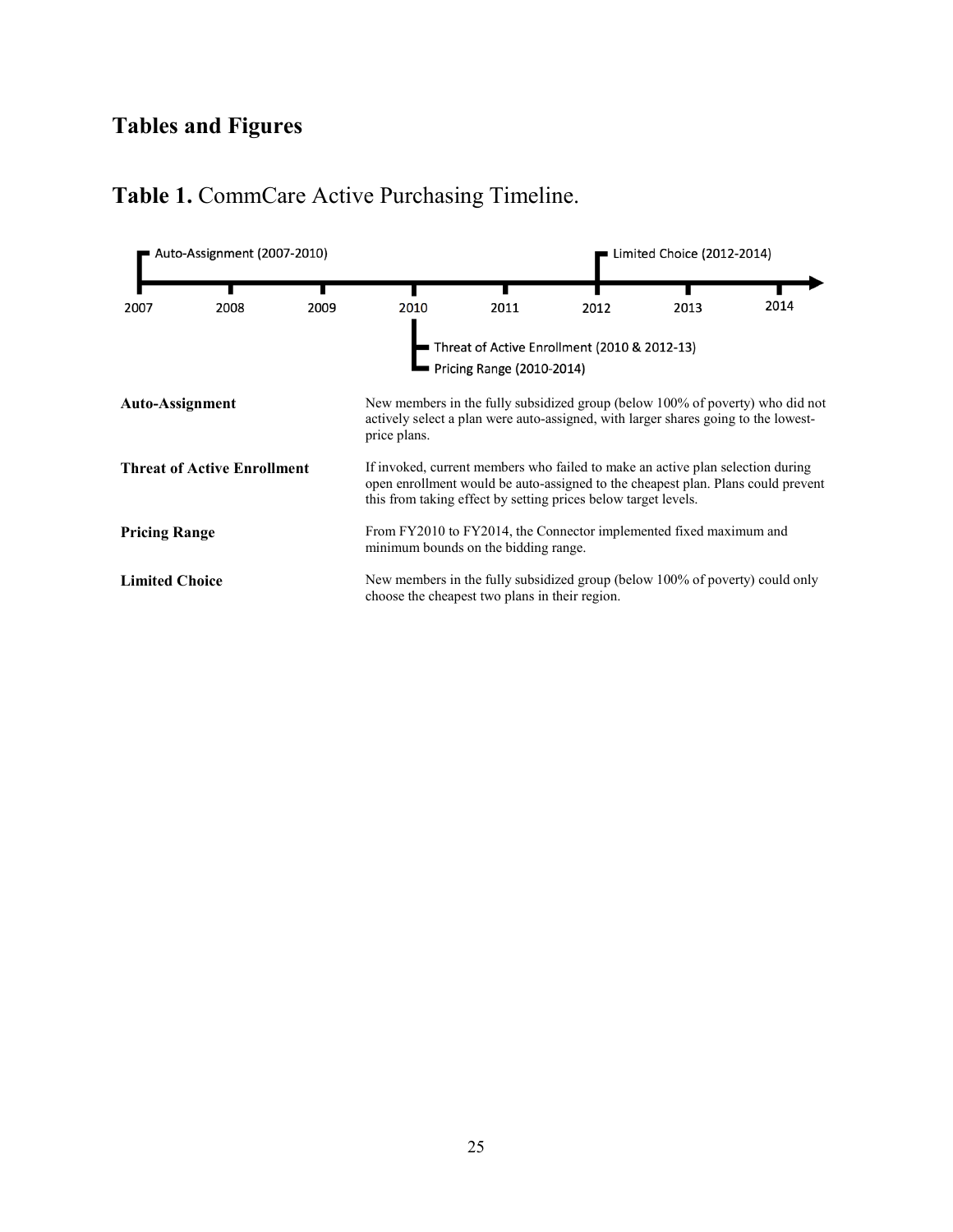# Tables and Figures

## **Table 1.** CommCare Active Purchasing Timeline.

Auto-Assignment (2007-2010)

Limited Choice (2012-2014)

2007 2008 2009 2010 2011 2012 2013 2014

Threat of Active Enrollment (2010 & 2012-13)

Pricing Range (2010-2014)

| | |
|---|---|
| **Auto-Assignment** | New members in the fully subsidized group (below 100% of poverty) who did not actively select a plan were auto-assigned, with larger shares going to the lowest-price plans. |
| **Threat of Active Enrollment** | If invoked, current members who failed to make an active plan selection during open enrollment would be auto-assigned to the cheapest plan. Plans could prevent this from taking effect by setting prices below target levels. |
| **Pricing Range** | From FY2010 to FY2014, the Connector implemented fixed maximum and minimum bounds on the bidding range. |
| **Limited Choice** | New members in the fully subsidized group (below 100% of poverty) could only choose the cheapest two plans in their region. |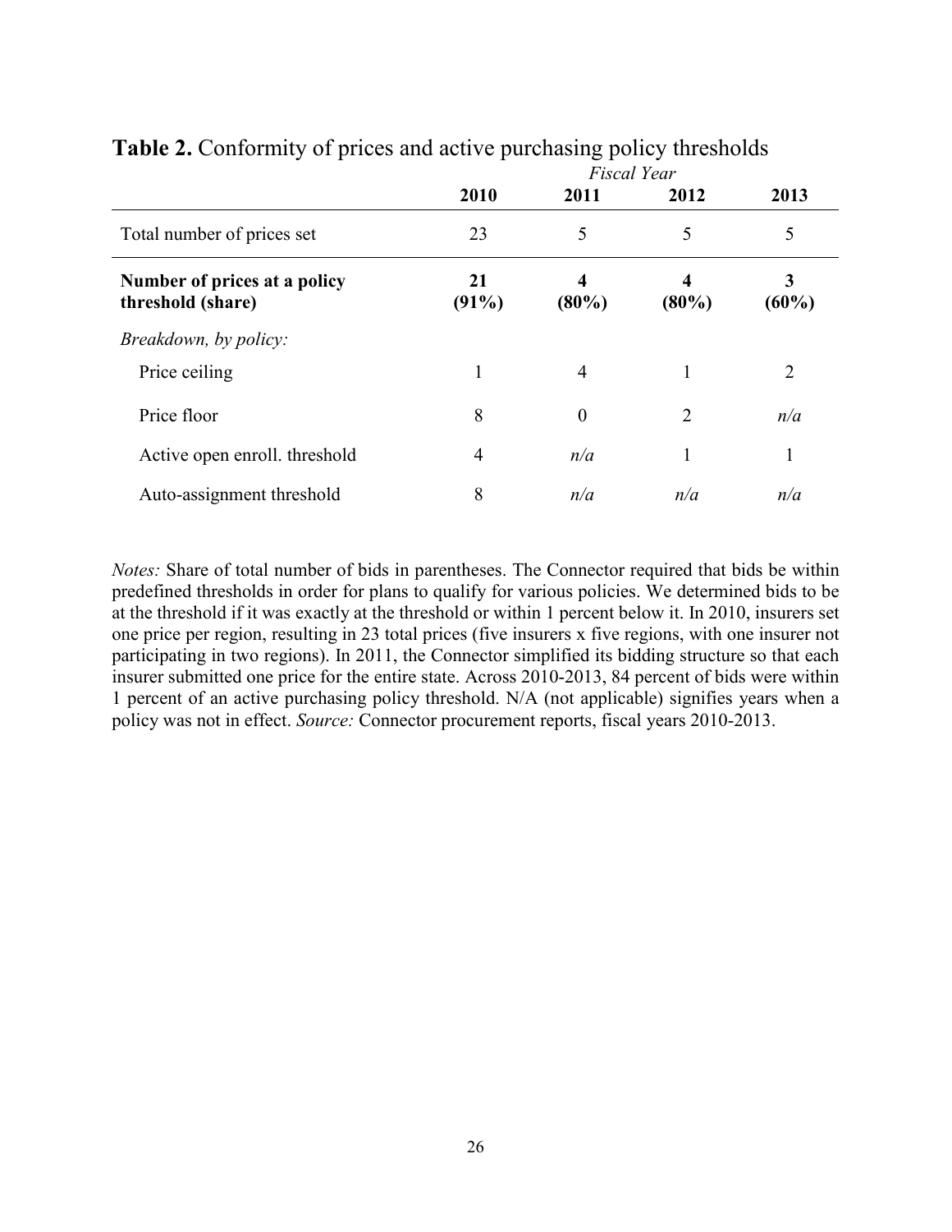**Table 2.** Conformity of prices and active purchasing policy thresholds

| | *Fiscal Year* | | | |
|---|---|---|---|---|
| | **2010** | **2011** | **2012** | **2013** |
| Total number of prices set | 23 | 5 | 5 | 5 |
| **Number of prices at a policy threshold (share)** | **21 (91%)** | **4 (80%)** | **4 (80%)** | **3 (60%)** |
| *Breakdown, by policy:* | | | | |
| Price ceiling | 1 | 4 | 1 | 2 |
| Price floor | 8 | 0 | 2 | *n/a* |
| Active open enroll. threshold | 4 | *n/a* | 1 | 1 |
| Auto-assignment threshold | 8 | *n/a* | *n/a* | *n/a* |

*Notes:* Share of total number of bids in parentheses. The Connector required that bids be within predefined thresholds in order for plans to qualify for various policies. We determined bids to be at the threshold if it was exactly at the threshold or within 1 percent below it. In 2010, insurers set one price per region, resulting in 23 total prices (five insurers x five regions, with one insurer not participating in two regions). In 2011, the Connector simplified its bidding structure so that each insurer submitted one price for the entire state. Across 2010-2013, 84 percent of bids were within 1 percent of an active purchasing policy threshold. N/A (not applicable) signifies years when a policy was not in effect. *Source:* Connector procurement reports, fiscal years 2010-2013.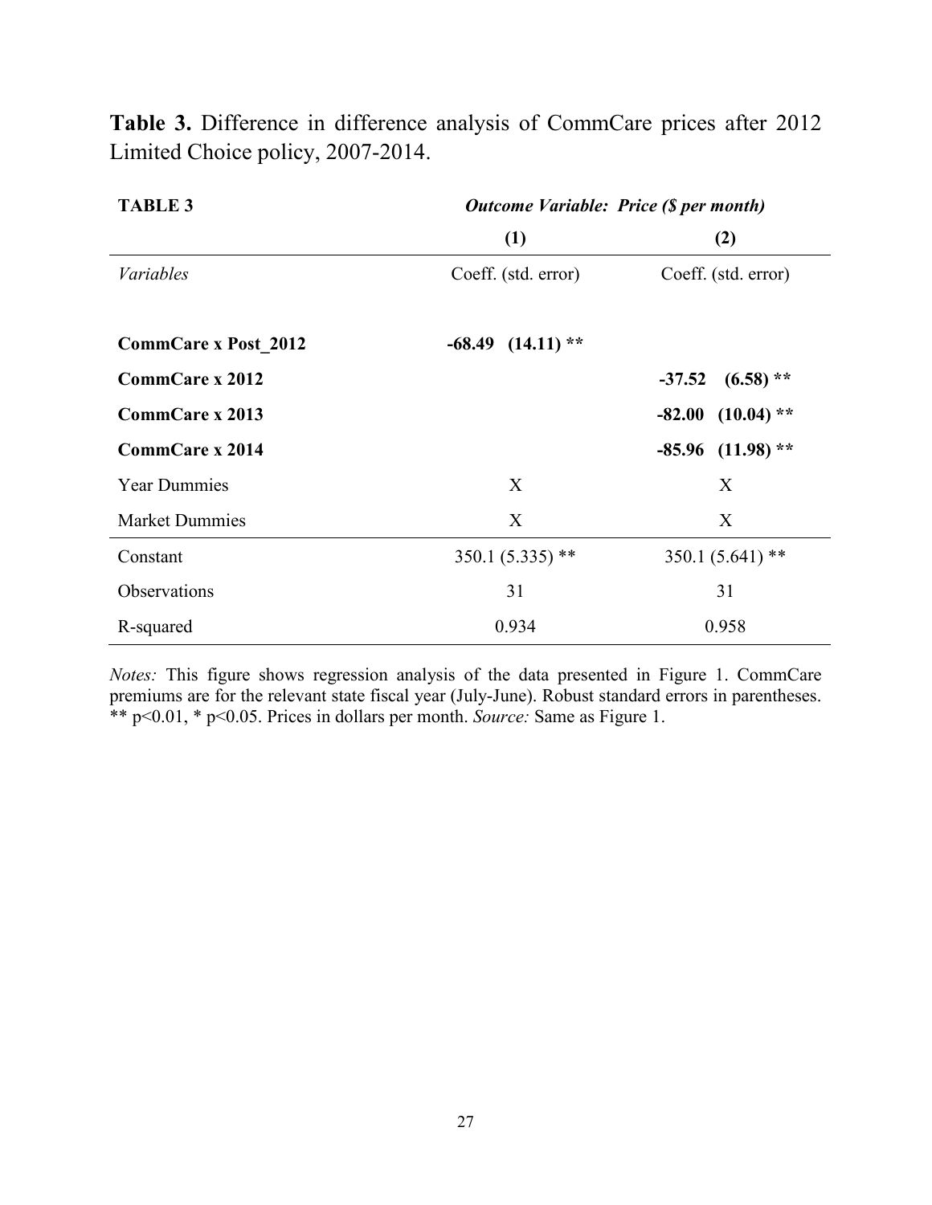**Table 3.** Difference in difference analysis of CommCare prices after 2012 Limited Choice policy, 2007-2014.

| **TABLE 3** | ***Outcome Variable: Price ($ per month)*** | |
|---|---|---|
| | **(1)** | **(2)** |
| *Variables* | Coeff. (std. error) | Coeff. (std. error) |
| **CommCare x Post_2012** | **-68.49 (14.11) \*\*** | |
| **CommCare x 2012** | | **-37.52 (6.58) \*\*** |
| **CommCare x 2013** | | **-82.00 (10.04) \*\*** |
| **CommCare x 2014** | | **-85.96 (11.98) \*\*** |
| Year Dummies | X | X |
| Market Dummies | X | X |
| Constant | 350.1 (5.335) ** | 350.1 (5.641) ** |
| Observations | 31 | 31 |
| R-squared | 0.934 | 0.958 |

*Notes:* This figure shows regression analysis of the data presented in Figure 1. CommCare premiums are for the relevant state fiscal year (July-June). Robust standard errors in parentheses. ** $p<0.01$, * $p<0.05$. Prices in dollars per month. *Source:* Same as Figure 1.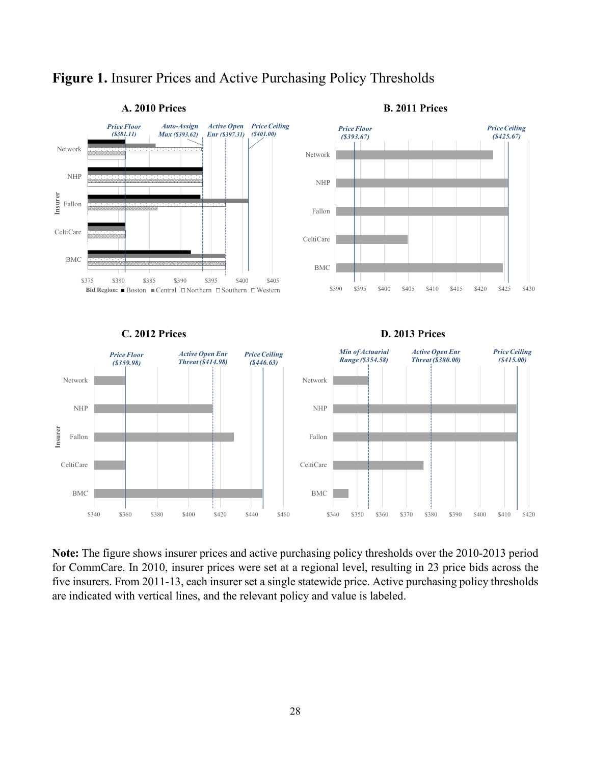# **Figure 1.** Insurer Prices and Active Purchasing Policy Thresholds

**A. 2010 Prices**

*Price Floor ($381.11)* — *Auto-Assign Max ($393.62)* — *Active Open Enr ($397.31)* — *Price Ceiling ($401.00)*

Insurer: Network, NHP, Fallon, CeltiCare, BMC

$375 $380 $385 $390 $395 $400 $405

Bid Region: ■ Boston ■ Central □ Northern □ Southern □ Western

**B. 2011 Prices**

*Price Floor ($393.67)* — *Price Ceiling ($425.67)*

Network, NHP, Fallon, CeltiCare, BMC

$390 $395 $400 $405 $410 $415 $420 $425 $430

**C. 2012 Prices**

*Price Floor ($359.98)* — *Active Open Enr Threat ($414.98)* — *Price Ceiling ($446.63)*

Insurer: Network, NHP, Fallon, CeltiCare, BMC

$340 $360 $380 $400 $420 $440 $460

**D. 2013 Prices**

*Min of Actuarial Range ($354.58)* — *Active Open Enr Threat ($380.00)* — *Price Ceiling ($415.00)*

Network, NHP, Fallon, CeltiCare, BMC

$340 $350 $360 $370 $380 $390 $400 $410 $420

**Note:** The figure shows insurer prices and active purchasing policy thresholds over the 2010-2013 period for CommCare. In 2010, insurer prices were set at a regional level, resulting in 23 price bids across the five insurers. From 2011-13, each insurer set a single statewide price. Active purchasing policy thresholds are indicated with vertical lines, and the relevant policy and value is labeled.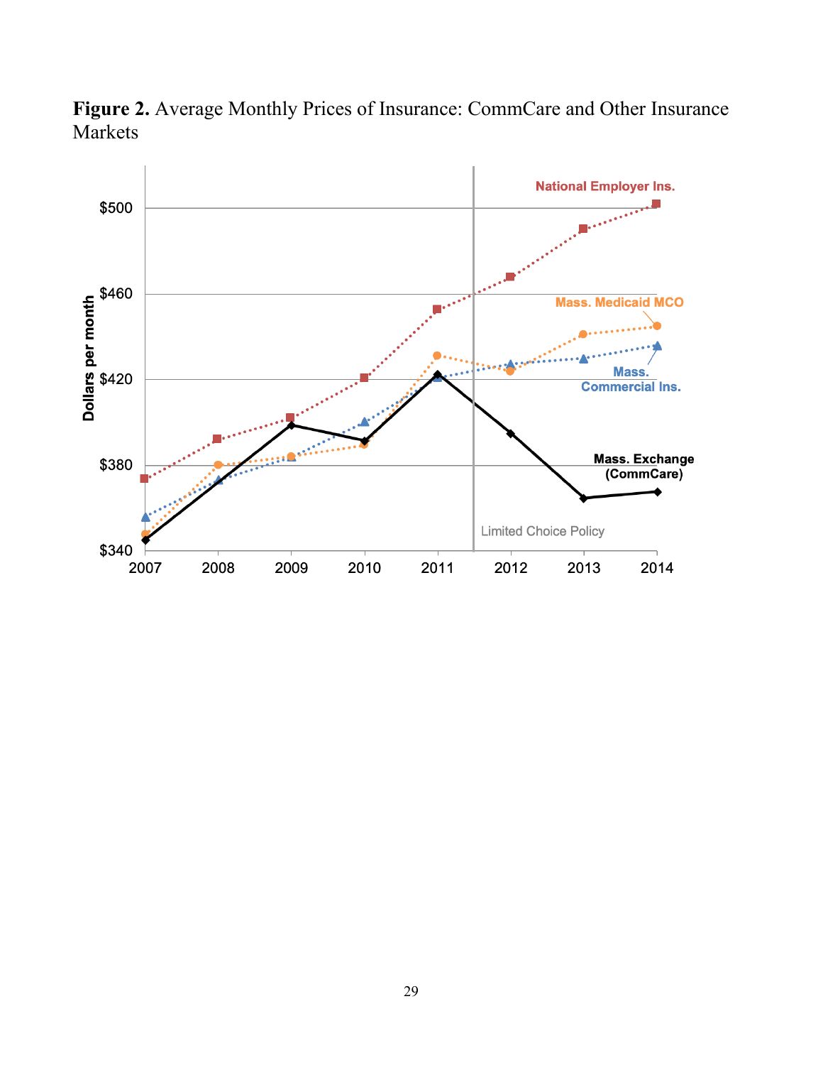**Figure 2.** Average Monthly Prices of Insurance: CommCare and Other Insurance Markets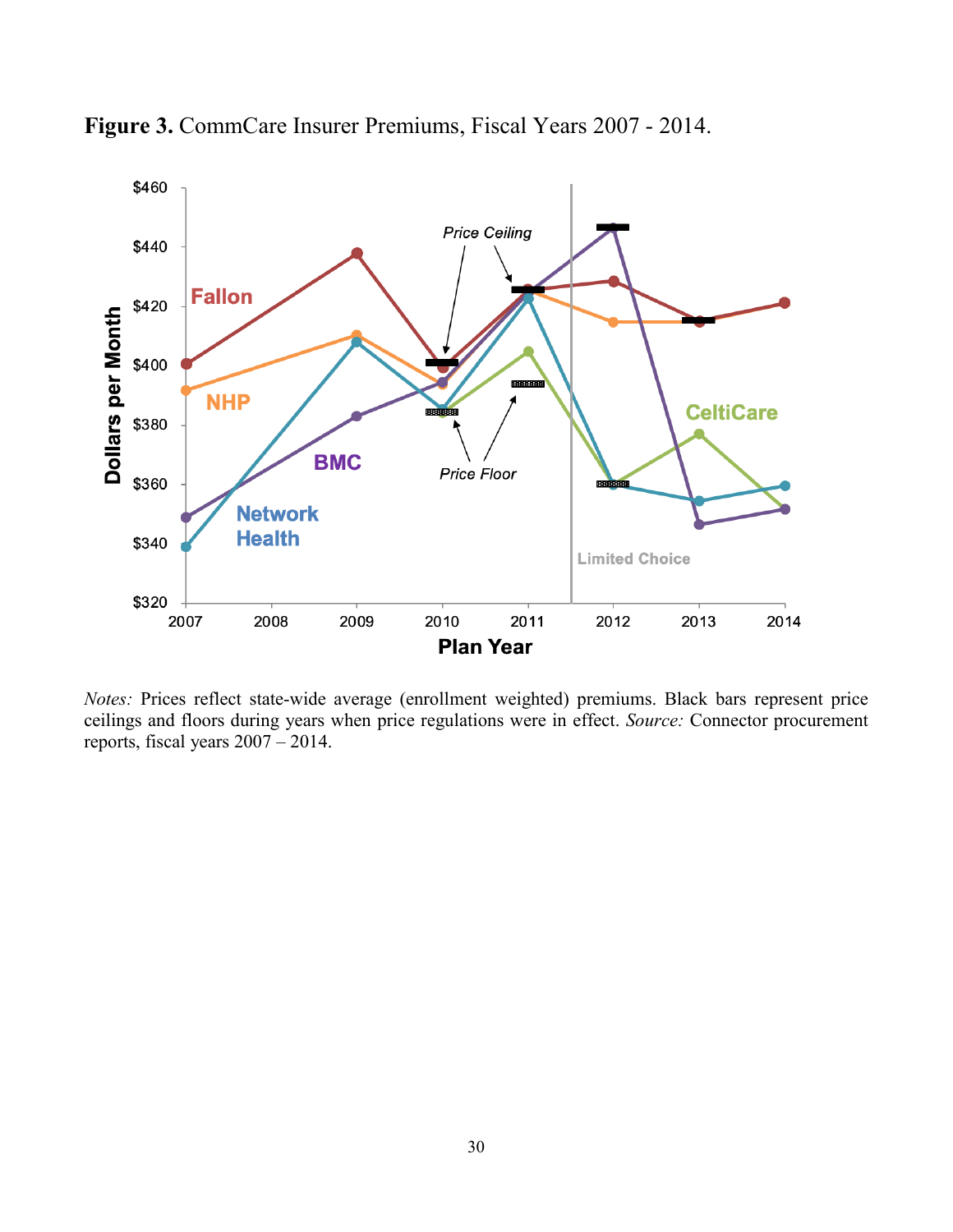**Figure 3.** CommCare Insurer Premiums, Fiscal Years 2007 - 2014.

*Notes:* Prices reflect state-wide average (enrollment weighted) premiums. Black bars represent price ceilings and floors during years when price regulations were in effect. *Source:* Connector procurement reports, fiscal years 2007 – 2014.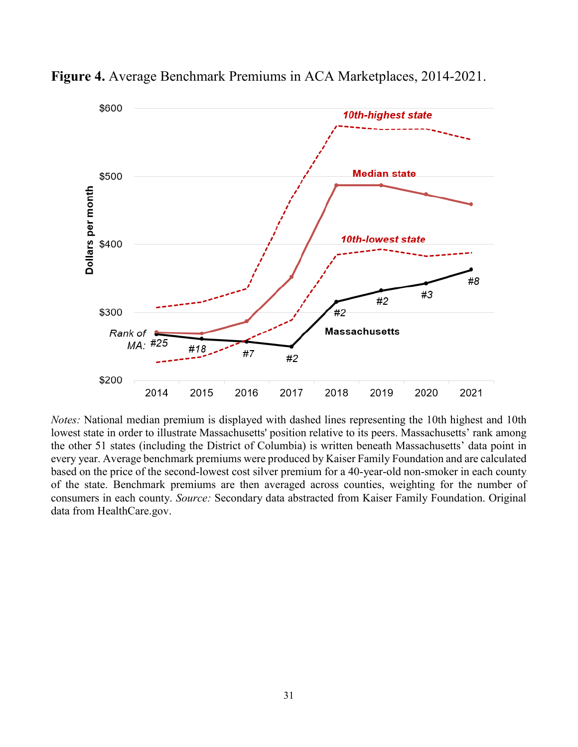**Figure 4.** Average Benchmark Premiums in ACA Marketplaces, 2014-2021.

$600
$500
$400
$300
$200

Dollars per month

10th-highest state
Median state
10th-lowest state
Massachusetts

Rank of MA: #25
#18
#7
#2
#2
#2
#3
#8

2014
2015
2016
2017
2018
2019
2020
2021

*Notes:* National median premium is displayed with dashed lines representing the 10th highest and 10th lowest state in order to illustrate Massachusetts' position relative to its peers. Massachusetts' rank among the other 51 states (including the District of Columbia) is written beneath Massachusetts' data point in every year. Average benchmark premiums were produced by Kaiser Family Foundation and are calculated based on the price of the second-lowest cost silver premium for a 40-year-old non-smoker in each county of the state. Benchmark premiums are then averaged across counties, weighting for the number of consumers in each county. *Source:* Secondary data abstracted from Kaiser Family Foundation. Original data from HealthCare.gov.